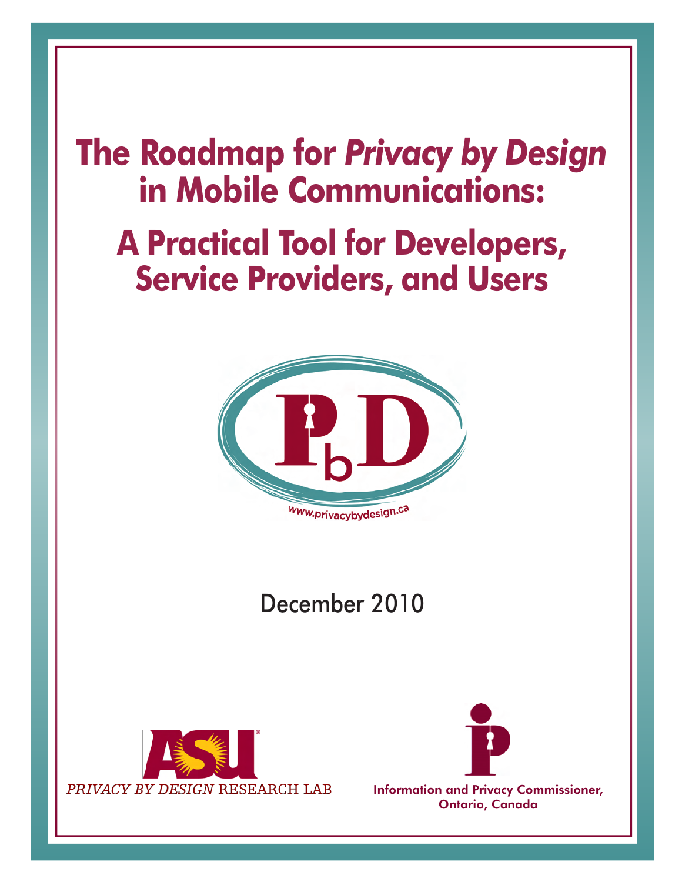# The Roadmap for *Privacy by Design* in Mobile Communications:

# A Practical Tool for Developers, Service Providers, and Users

www.privacybydesign.ca

December 2010

*PRIVACY BY DESIGN* RESEARCH LAB

Information and Privacy Commissioner, Ontario, Canada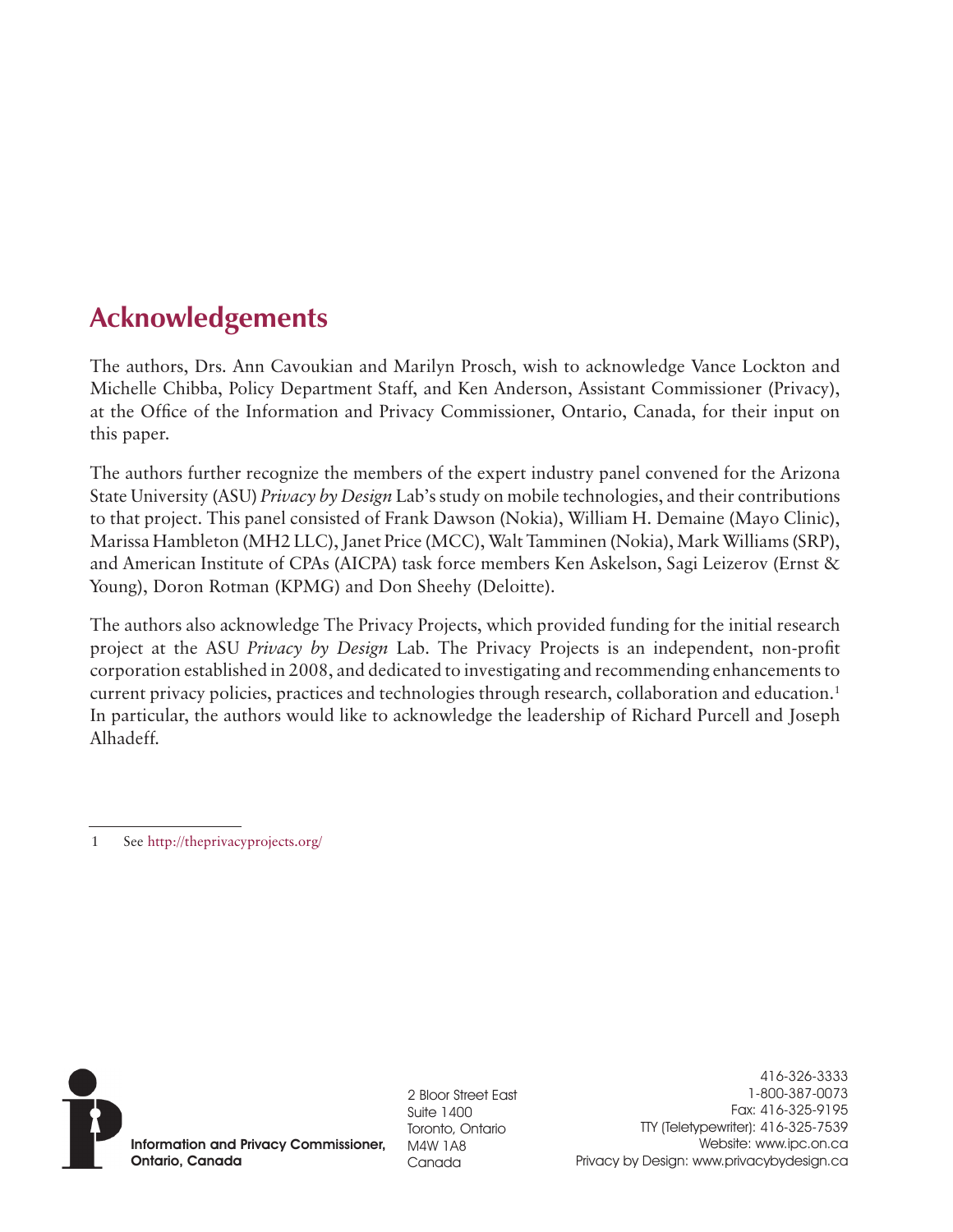## Acknowledgements

The authors, Drs. Ann Cavoukian and Marilyn Prosch, wish to acknowledge Vance Lockton and Michelle Chibba, Policy Department Staff, and Ken Anderson, Assistant Commissioner (Privacy), at the Office of the Information and Privacy Commissioner, Ontario, Canada, for their input on this paper.

The authors further recognize the members of the expert industry panel convened for the Arizona State University (ASU) *Privacy by Design* Lab's study on mobile technologies, and their contributions to that project. This panel consisted of Frank Dawson (Nokia), William H. Demaine (Mayo Clinic), Marissa Hambleton (MH2 LLC), Janet Price (MCC), Walt Tamminen (Nokia), Mark Williams (SRP), and American Institute of CPAs (AICPA) task force members Ken Askelson, Sagi Leizerov (Ernst & Young), Doron Rotman (KPMG) and Don Sheehy (Deloitte).

The authors also acknowledge The Privacy Projects, which provided funding for the initial research project at the ASU *Privacy by Design* Lab. The Privacy Projects is an independent, non-profit corporation established in 2008, and dedicated to investigating and recommending enhancements to current privacy policies, practices and technologies through research, collaboration and education.[1] In particular, the authors would like to acknowledge the leadership of Richard Purcell and Joseph Alhadeff.

1 See http://theprivacyprojects.org/

**Information and Privacy Commissioner, Ontario, Canada**

2 Bloor Street East
Suite 1400
Toronto, Ontario
M4W 1A8
Canada

416-326-3333
1-800-387-0073
Fax: 416-325-9195
TTY (Teletypewriter): 416-325-7539
Website: www.ipc.on.ca
Privacy by Design: www.privacybydesign.ca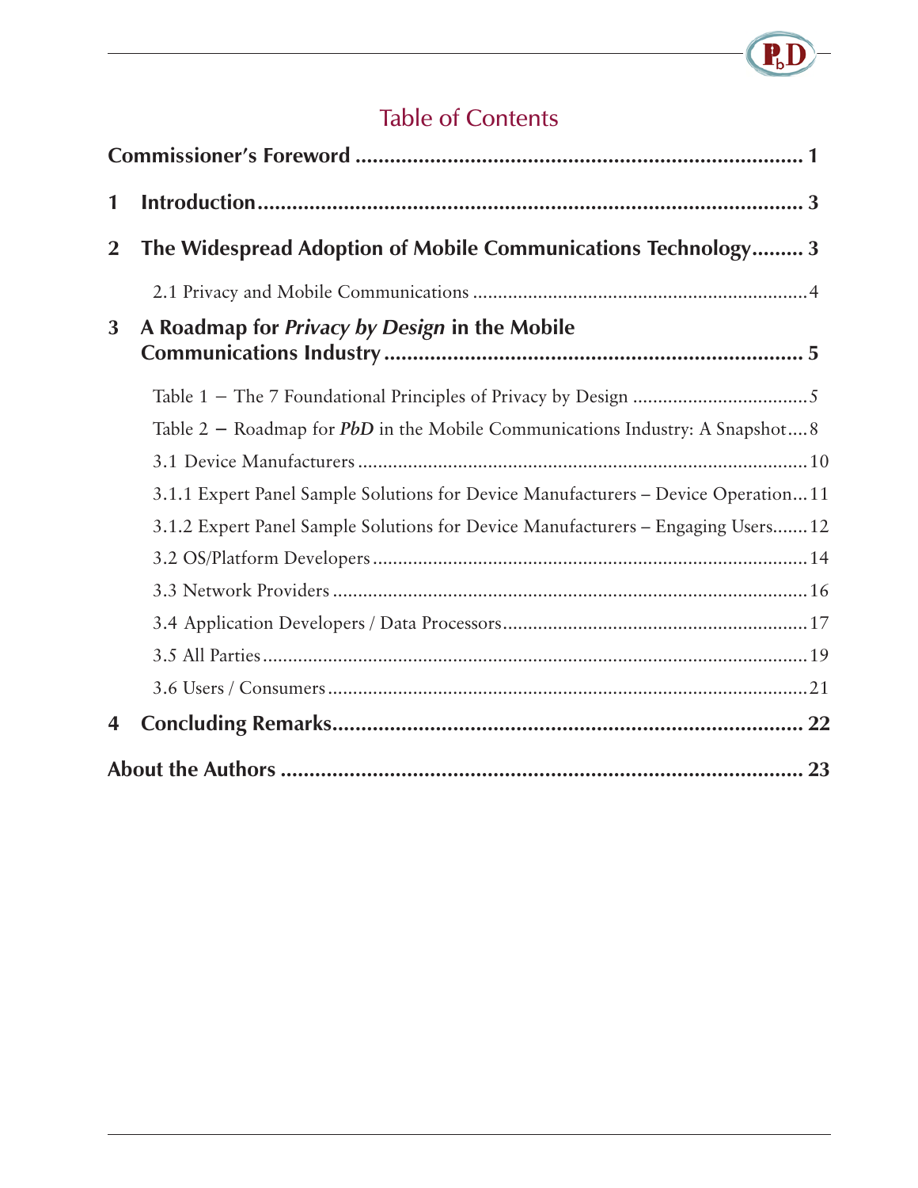# Table of Contents

**Commissioner's Foreword** ........................................................................ **1**

**1 Introduction** ........................................................................................ **3**

**2 The Widespread Adoption of Mobile Communications Technology** ......... **3**

2.1 Privacy and Mobile Communications ..................................................... 4

**3 A Roadmap for *Privacy by Design* in the Mobile Communications Industry** ......................................................................... **5**

Table 1 – The 7 Foundational Principles of Privacy by Design ........................ 5

Table 2 – Roadmap for ***PbD*** in the Mobile Communications Industry: A Snapshot .... 8

3.1 Device Manufacturers ........................................................................ 10

3.1.1 Expert Panel Sample Solutions for Device Manufacturers – Device Operation ... 11

3.1.2 Expert Panel Sample Solutions for Device Manufacturers – Engaging Users ....... 12

3.2 OS/Platform Developers ...................................................................... 14

3.3 Network Providers ............................................................................. 16

3.4 Application Developers / Data Processors ............................................. 17

3.5 All Parties .......................................................................................... 19

3.6 Users / Consumers .............................................................................. 21

**4 Concluding Remarks** ............................................................................. **22**

**About the Authors** ................................................................................ **23**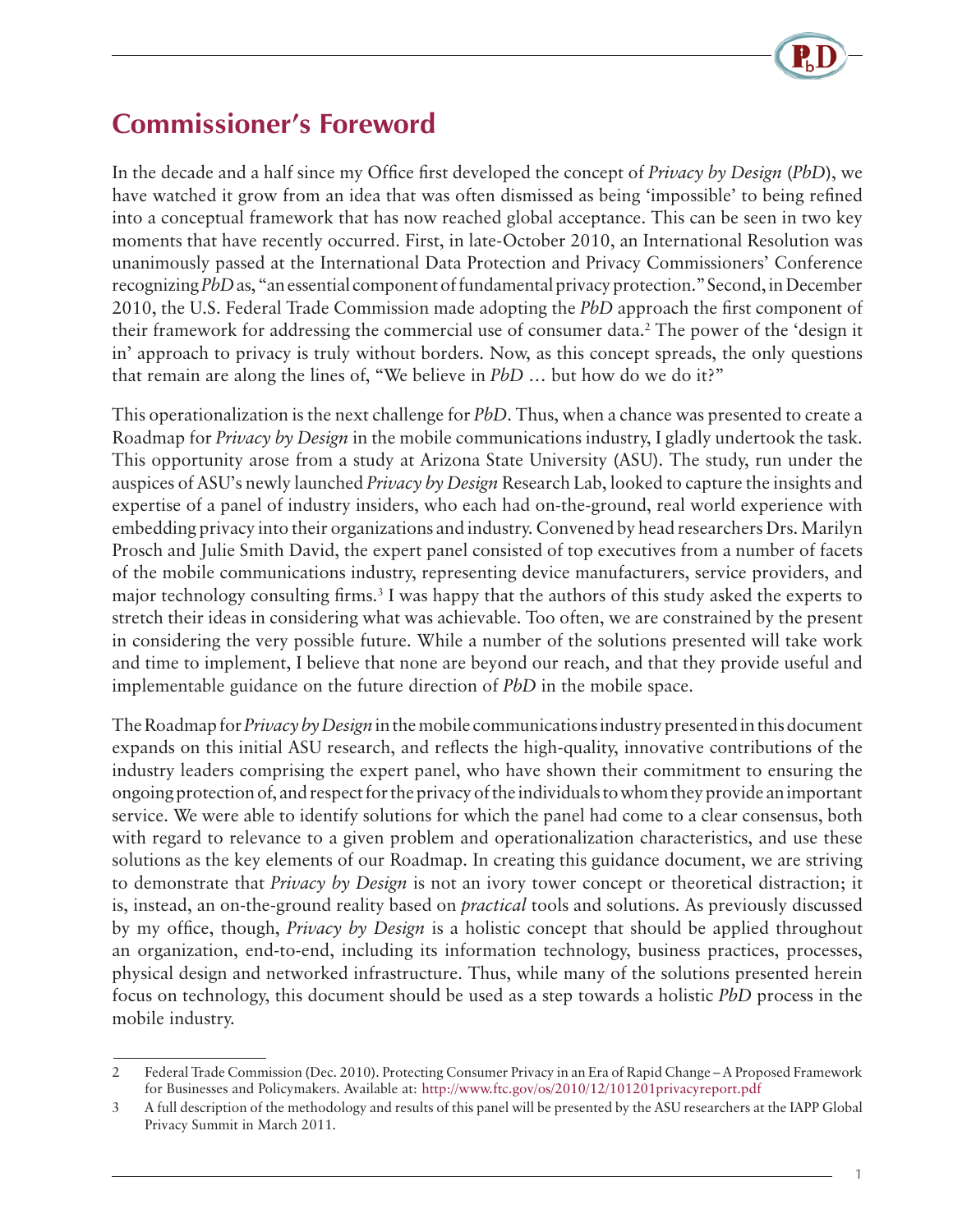## Commissioner's Foreword

In the decade and a half since my Office first developed the concept of *Privacy by Design* (*PbD*), we have watched it grow from an idea that was often dismissed as being 'impossible' to being refined into a conceptual framework that has now reached global acceptance. This can be seen in two key moments that have recently occurred. First, in late-October 2010, an International Resolution was unanimously passed at the International Data Protection and Privacy Commissioners' Conference recognizing *PbD* as, "an essential component of fundamental privacy protection." Second, in December 2010, the U.S. Federal Trade Commission made adopting the *PbD* approach the first component of their framework for addressing the commercial use of consumer data.[2] The power of the 'design it in' approach to privacy is truly without borders. Now, as this concept spreads, the only questions that remain are along the lines of, "We believe in *PbD* … but how do we do it?"

This operationalization is the next challenge for *PbD*. Thus, when a chance was presented to create a Roadmap for *Privacy by Design* in the mobile communications industry, I gladly undertook the task. This opportunity arose from a study at Arizona State University (ASU). The study, run under the auspices of ASU's newly launched *Privacy by Design* Research Lab, looked to capture the insights and expertise of a panel of industry insiders, who each had on-the-ground, real world experience with embedding privacy into their organizations and industry. Convened by head researchers Drs. Marilyn Prosch and Julie Smith David, the expert panel consisted of top executives from a number of facets of the mobile communications industry, representing device manufacturers, service providers, and major technology consulting firms.[3] I was happy that the authors of this study asked the experts to stretch their ideas in considering what was achievable. Too often, we are constrained by the present in considering the very possible future. While a number of the solutions presented will take work and time to implement, I believe that none are beyond our reach, and that they provide useful and implementable guidance on the future direction of *PbD* in the mobile space.

The Roadmap for *Privacy by Design* in the mobile communications industry presented in this document expands on this initial ASU research, and reflects the high-quality, innovative contributions of the industry leaders comprising the expert panel, who have shown their commitment to ensuring the ongoing protection of, and respect for the privacy of the individuals to whom they provide an important service. We were able to identify solutions for which the panel had come to a clear consensus, both with regard to relevance to a given problem and operationalization characteristics, and use these solutions as the key elements of our Roadmap. In creating this guidance document, we are striving to demonstrate that *Privacy by Design* is not an ivory tower concept or theoretical distraction; it is, instead, an on-the-ground reality based on *practical* tools and solutions. As previously discussed by my office, though, *Privacy by Design* is a holistic concept that should be applied throughout an organization, end-to-end, including its information technology, business practices, processes, physical design and networked infrastructure. Thus, while many of the solutions presented herein focus on technology, this document should be used as a step towards a holistic *PbD* process in the mobile industry.

---

2 Federal Trade Commission (Dec. 2010). Protecting Consumer Privacy in an Era of Rapid Change – A Proposed Framework for Businesses and Policymakers. Available at: http://www.ftc.gov/os/2010/12/101201privacyreport.pdf

3 A full description of the methodology and results of this panel will be presented by the ASU researchers at the IAPP Global Privacy Summit in March 2011.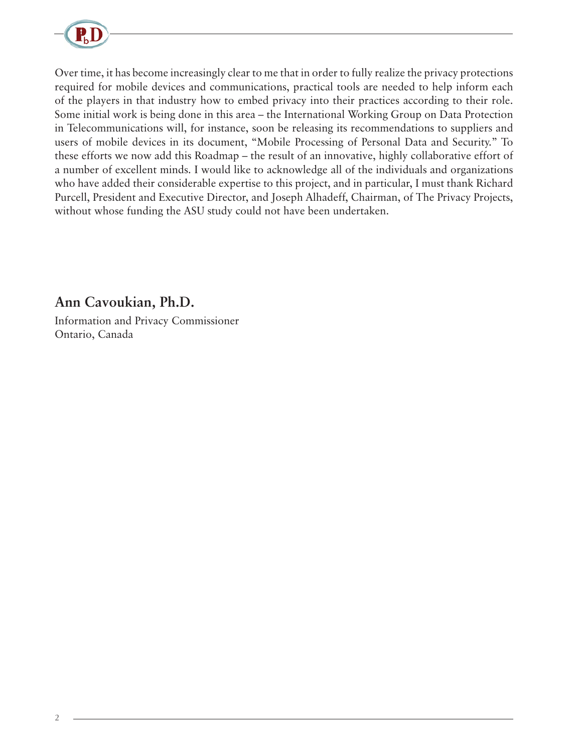Over time, it has become increasingly clear to me that in order to fully realize the privacy protections required for mobile devices and communications, practical tools are needed to help inform each of the players in that industry how to embed privacy into their practices according to their role. Some initial work is being done in this area – the International Working Group on Data Protection in Telecommunications will, for instance, soon be releasing its recommendations to suppliers and users of mobile devices in its document, "Mobile Processing of Personal Data and Security." To these efforts we now add this Roadmap – the result of an innovative, highly collaborative effort of a number of excellent minds. I would like to acknowledge all of the individuals and organizations who have added their considerable expertise to this project, and in particular, I must thank Richard Purcell, President and Executive Director, and Joseph Alhadeff, Chairman, of The Privacy Projects, without whose funding the ASU study could not have been undertaken.

**Ann Cavoukian, Ph.D.**

Information and Privacy Commissioner
Ontario, Canada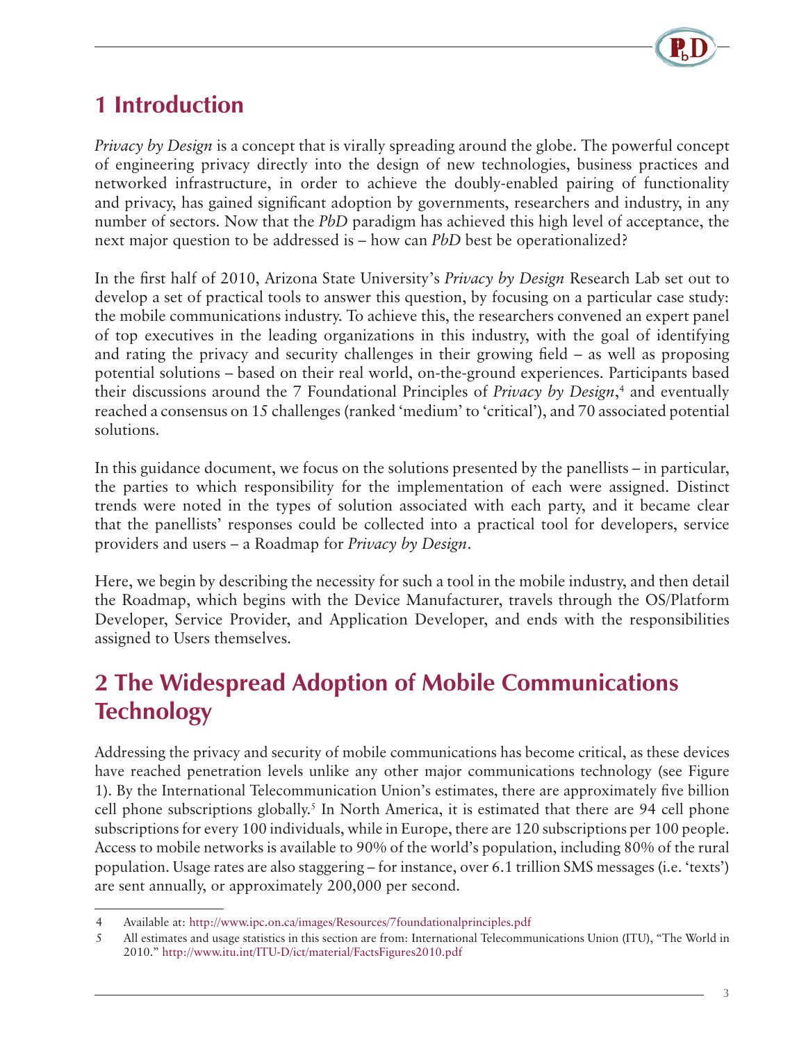# 1 Introduction

*Privacy by Design* is a concept that is virally spreading around the globe. The powerful concept of engineering privacy directly into the design of new technologies, business practices and networked infrastructure, in order to achieve the doubly-enabled pairing of functionality and privacy, has gained significant adoption by governments, researchers and industry, in any number of sectors. Now that the *PbD* paradigm has achieved this high level of acceptance, the next major question to be addressed is – how can *PbD* best be operationalized?

In the first half of 2010, Arizona State University's *Privacy by Design* Research Lab set out to develop a set of practical tools to answer this question, by focusing on a particular case study: the mobile communications industry. To achieve this, the researchers convened an expert panel of top executives in the leading organizations in this industry, with the goal of identifying and rating the privacy and security challenges in their growing field – as well as proposing potential solutions – based on their real world, on-the-ground experiences. Participants based their discussions around the 7 Foundational Principles of *Privacy by Design*,[4] and eventually reached a consensus on 15 challenges (ranked 'medium' to 'critical'), and 70 associated potential solutions.

In this guidance document, we focus on the solutions presented by the panellists – in particular, the parties to which responsibility for the implementation of each were assigned. Distinct trends were noted in the types of solution associated with each party, and it became clear that the panellists' responses could be collected into a practical tool for developers, service providers and users – a Roadmap for *Privacy by Design*.

Here, we begin by describing the necessity for such a tool in the mobile industry, and then detail the Roadmap, which begins with the Device Manufacturer, travels through the OS/Platform Developer, Service Provider, and Application Developer, and ends with the responsibilities assigned to Users themselves.

# 2 The Widespread Adoption of Mobile Communications Technology

Addressing the privacy and security of mobile communications has become critical, as these devices have reached penetration levels unlike any other major communications technology (see Figure 1). By the International Telecommunication Union's estimates, there are approximately five billion cell phone subscriptions globally.[5] In North America, it is estimated that there are 94 cell phone subscriptions for every 100 individuals, while in Europe, there are 120 subscriptions per 100 people. Access to mobile networks is available to 90% of the world's population, including 80% of the rural population. Usage rates are also staggering – for instance, over 6.1 trillion SMS messages (i.e. 'texts') are sent annually, or approximately 200,000 per second.

---

4 Available at: http://www.ipc.on.ca/images/Resources/7foundationalprinciples.pdf

5 All estimates and usage statistics in this section are from: International Telecommunications Union (ITU), "The World in 2010." http://www.itu.int/ITU-D/ict/material/FactsFigures2010.pdf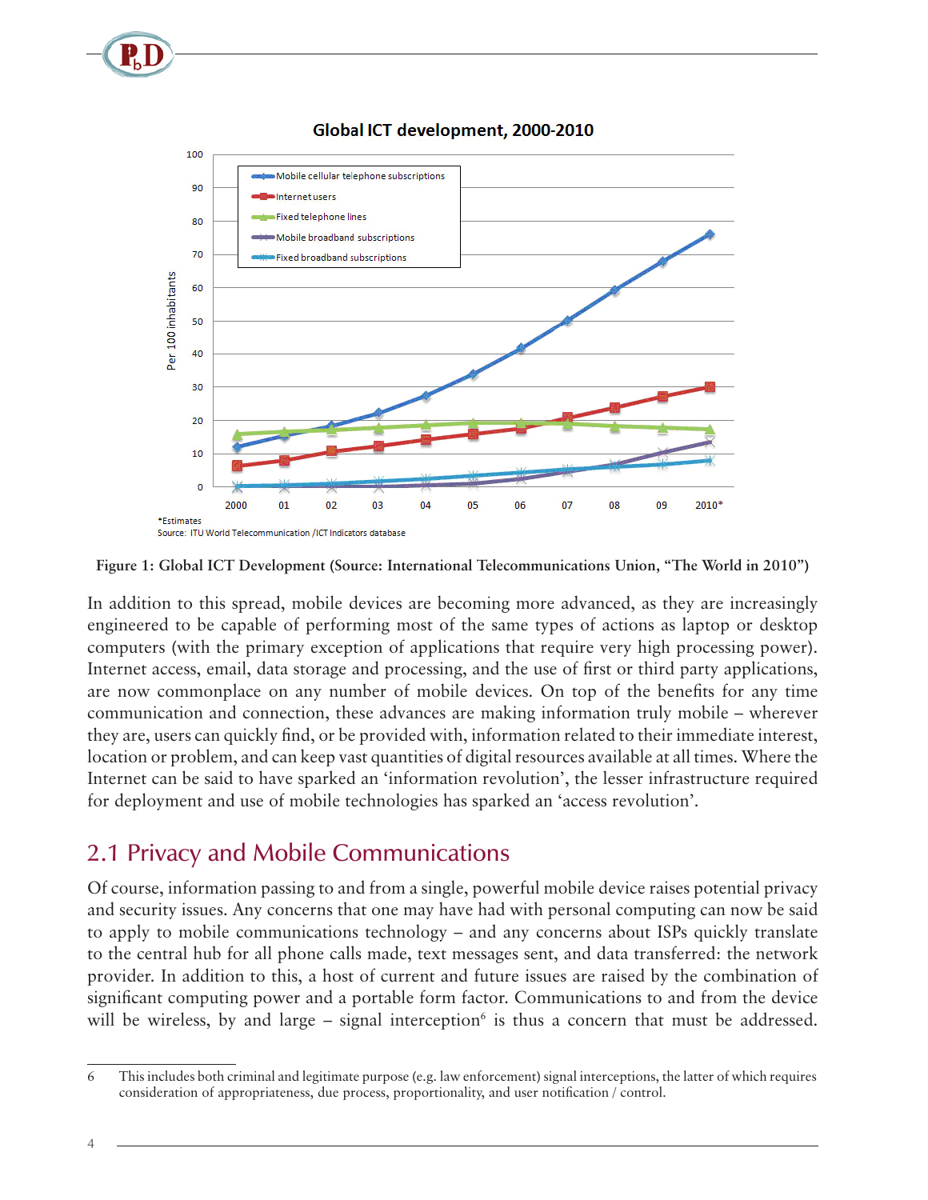Figure 1: Global ICT Development (Source: International Telecommunications Union, "The World in 2010")

In addition to this spread, mobile devices are becoming more advanced, as they are increasingly engineered to be capable of performing most of the same types of actions as laptop or desktop computers (with the primary exception of applications that require very high processing power). Internet access, email, data storage and processing, and the use of first or third party applications, are now commonplace on any number of mobile devices. On top of the benefits for any time communication and connection, these advances are making information truly mobile – wherever they are, users can quickly find, or be provided with, information related to their immediate interest, location or problem, and can keep vast quantities of digital resources available at all times. Where the Internet can be said to have sparked an 'information revolution', the lesser infrastructure required for deployment and use of mobile technologies has sparked an 'access revolution'.

## 2.1 Privacy and Mobile Communications

Of course, information passing to and from a single, powerful mobile device raises potential privacy and security issues. Any concerns that one may have had with personal computing can now be said to apply to mobile communications technology – and any concerns about ISPs quickly translate to the central hub for all phone calls made, text messages sent, and data transferred: the network provider. In addition to this, a host of current and future issues are raised by the combination of significant computing power and a portable form factor. Communications to and from the device will be wireless, by and large – signal interception[6] is thus a concern that must be addressed.

[6] This includes both criminal and legitimate purpose (e.g. law enforcement) signal interceptions, the latter of which requires consideration of appropriateness, due process, proportionality, and user notification / control.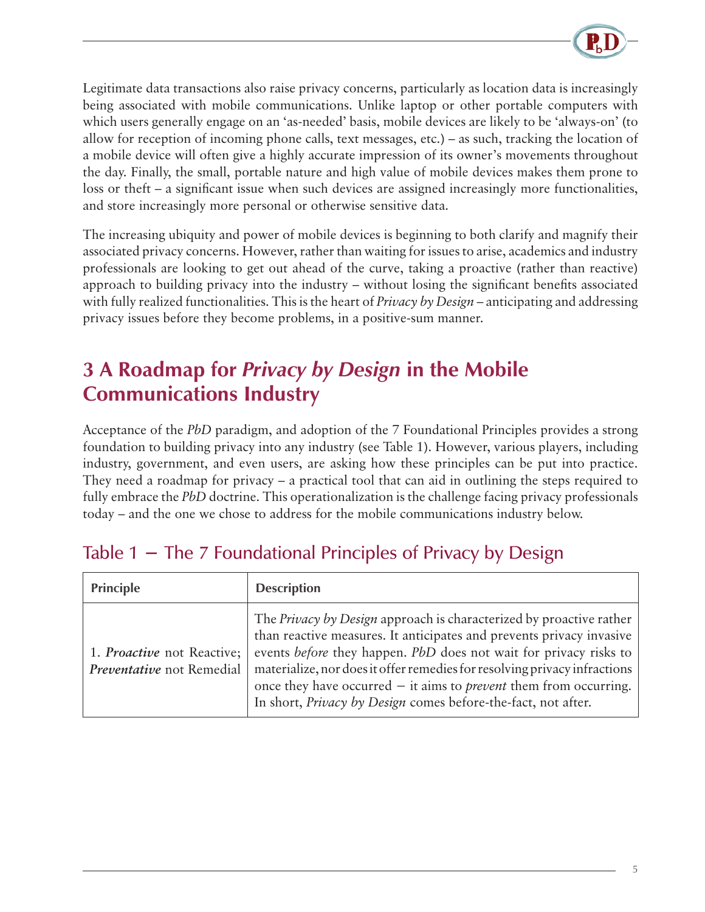Legitimate data transactions also raise privacy concerns, particularly as location data is increasingly being associated with mobile communications. Unlike laptop or other portable computers with which users generally engage on an 'as-needed' basis, mobile devices are likely to be 'always-on' (to allow for reception of incoming phone calls, text messages, etc.) – as such, tracking the location of a mobile device will often give a highly accurate impression of its owner's movements throughout the day. Finally, the small, portable nature and high value of mobile devices makes them prone to loss or theft – a significant issue when such devices are assigned increasingly more functionalities, and store increasingly more personal or otherwise sensitive data.

The increasing ubiquity and power of mobile devices is beginning to both clarify and magnify their associated privacy concerns. However, rather than waiting for issues to arise, academics and industry professionals are looking to get out ahead of the curve, taking a proactive (rather than reactive) approach to building privacy into the industry – without losing the significant benefits associated with fully realized functionalities. This is the heart of *Privacy by Design* – anticipating and addressing privacy issues before they become problems, in a positive-sum manner.

## 3 A Roadmap for *Privacy by Design* in the Mobile Communications Industry

Acceptance of the *PbD* paradigm, and adoption of the 7 Foundational Principles provides a strong foundation to building privacy into any industry (see Table 1). However, various players, including industry, government, and even users, are asking how these principles can be put into practice. They need a roadmap for privacy – a practical tool that can aid in outlining the steps required to fully embrace the *PbD* doctrine. This operationalization is the challenge facing privacy professionals today – and the one we chose to address for the mobile communications industry below.

### Table 1 – The 7 Foundational Principles of Privacy by Design

| Principle | Description |
|---|---|
| 1. ***Proactive*** not Reactive; ***Preventative*** not Remedial | The *Privacy by Design* approach is characterized by proactive rather than reactive measures. It anticipates and prevents privacy invasive events *before* they happen. *PbD* does not wait for privacy risks to materialize, nor does it offer remedies for resolving privacy infractions once they have occurred – it aims to *prevent* them from occurring. In short, *Privacy by Design* comes before-the-fact, not after. |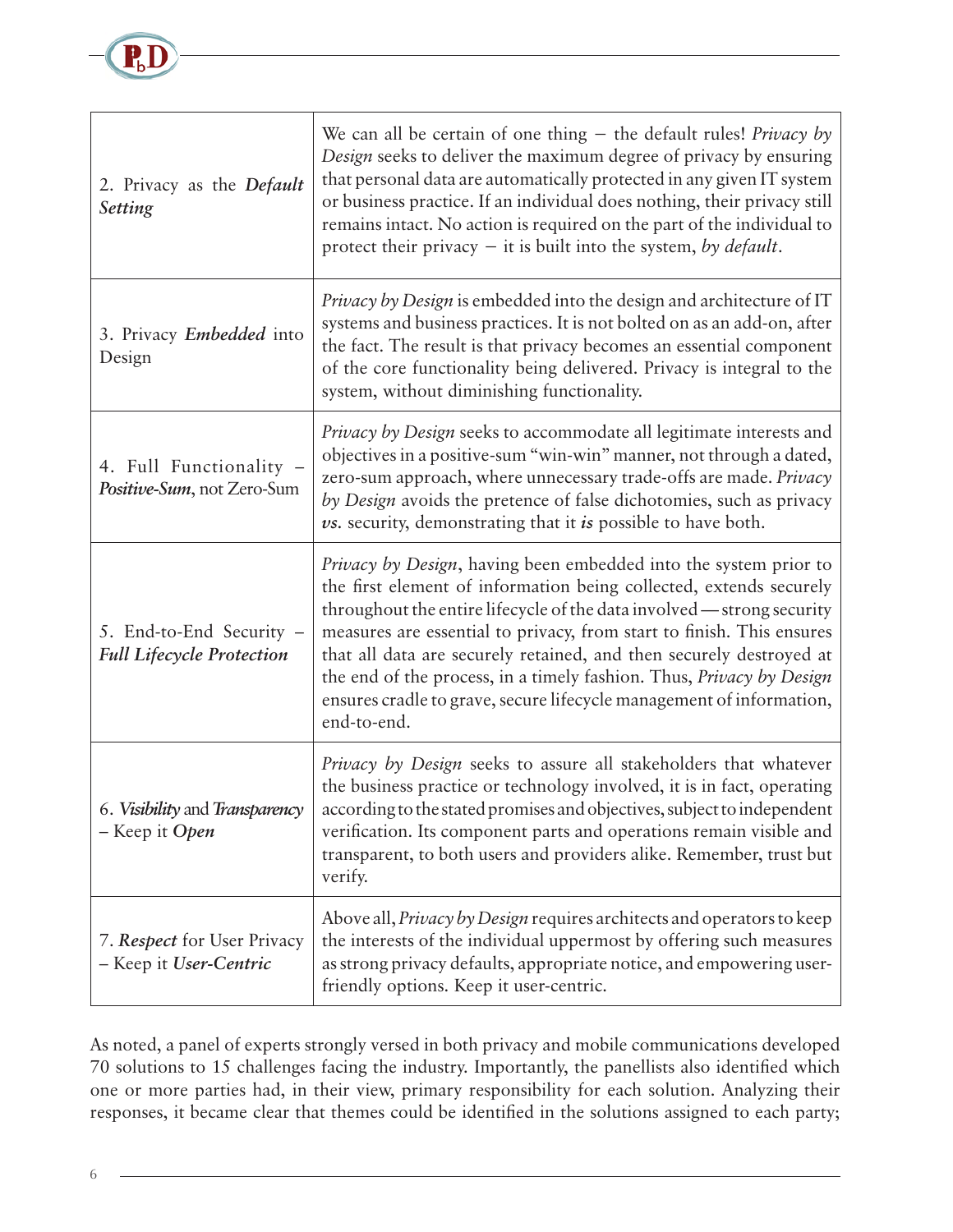| | |
|---|---|
| 2. Privacy as the ***Default Setting*** | We can all be certain of one thing – the default rules! *Privacy by Design* seeks to deliver the maximum degree of privacy by ensuring that personal data are automatically protected in any given IT system or business practice. If an individual does nothing, their privacy still remains intact. No action is required on the part of the individual to protect their privacy – it is built into the system, *by default*. |
| 3. Privacy ***Embedded*** into Design | *Privacy by Design* is embedded into the design and architecture of IT systems and business practices. It is not bolted on as an add-on, after the fact. The result is that privacy becomes an essential component of the core functionality being delivered. Privacy is integral to the system, without diminishing functionality. |
| 4. Full Functionality – ***Positive-Sum***, not Zero-Sum | *Privacy by Design* seeks to accommodate all legitimate interests and objectives in a positive-sum "win-win" manner, not through a dated, zero-sum approach, where unnecessary trade-offs are made. *Privacy by Design* avoids the pretence of false dichotomies, such as privacy ***vs.*** security, demonstrating that it ***is*** possible to have both. |
| 5. End-to-End Security – ***Full Lifecycle Protection*** | *Privacy by Design*, having been embedded into the system prior to the first element of information being collected, extends securely throughout the entire lifecycle of the data involved — strong security measures are essential to privacy, from start to finish. This ensures that all data are securely retained, and then securely destroyed at the end of the process, in a timely fashion. Thus, *Privacy by Design* ensures cradle to grave, secure lifecycle management of information, end-to-end. |
| 6. ***Visibility*** and ***Transparency*** – Keep it ***Open*** | *Privacy by Design* seeks to assure all stakeholders that whatever the business practice or technology involved, it is in fact, operating according to the stated promises and objectives, subject to independent verification. Its component parts and operations remain visible and transparent, to both users and providers alike. Remember, trust but verify. |
| 7. ***Respect*** for User Privacy – Keep it ***User-Centric*** | Above all, *Privacy by Design* requires architects and operators to keep the interests of the individual uppermost by offering such measures as strong privacy defaults, appropriate notice, and empowering user-friendly options. Keep it user-centric. |

As noted, a panel of experts strongly versed in both privacy and mobile communications developed 70 solutions to 15 challenges facing the industry. Importantly, the panellists also identified which one or more parties had, in their view, primary responsibility for each solution. Analyzing their responses, it became clear that themes could be identified in the solutions assigned to each party;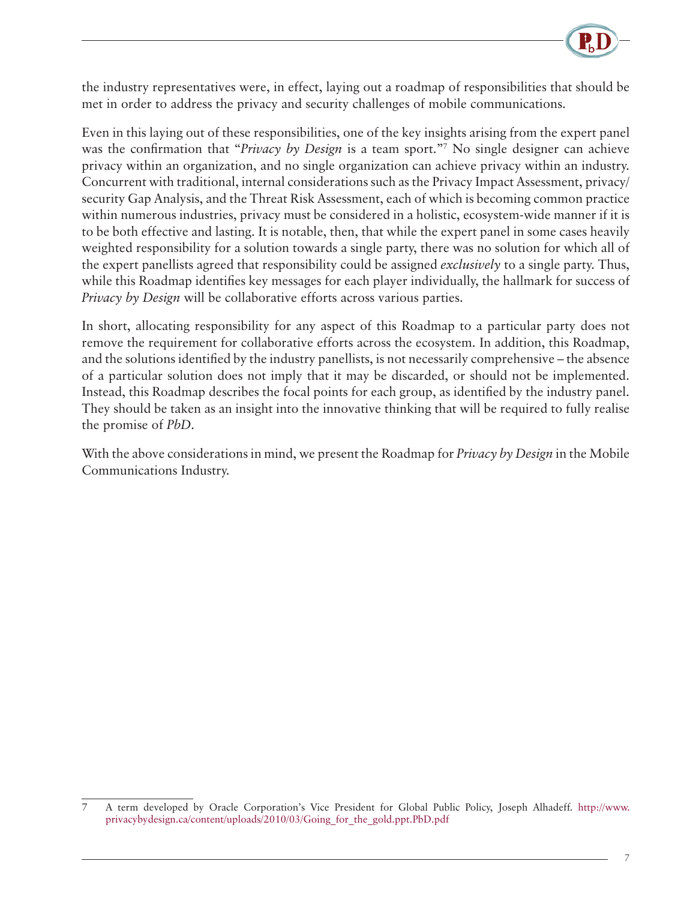the industry representatives were, in effect, laying out a roadmap of responsibilities that should be met in order to address the privacy and security challenges of mobile communications.

Even in this laying out of these responsibilities, one of the key insights arising from the expert panel was the confirmation that "*Privacy by Design* is a team sport."[7] No single designer can achieve privacy within an organization, and no single organization can achieve privacy within an industry. Concurrent with traditional, internal considerations such as the Privacy Impact Assessment, privacy/security Gap Analysis, and the Threat Risk Assessment, each of which is becoming common practice within numerous industries, privacy must be considered in a holistic, ecosystem-wide manner if it is to be both effective and lasting. It is notable, then, that while the expert panel in some cases heavily weighted responsibility for a solution towards a single party, there was no solution for which all of the expert panellists agreed that responsibility could be assigned *exclusively* to a single party. Thus, while this Roadmap identifies key messages for each player individually, the hallmark for success of *Privacy by Design* will be collaborative efforts across various parties.

In short, allocating responsibility for any aspect of this Roadmap to a particular party does not remove the requirement for collaborative efforts across the ecosystem. In addition, this Roadmap, and the solutions identified by the industry panellists, is not necessarily comprehensive – the absence of a particular solution does not imply that it may be discarded, or should not be implemented. Instead, this Roadmap describes the focal points for each group, as identified by the industry panel. They should be taken as an insight into the innovative thinking that will be required to fully realise the promise of *PbD*.

With the above considerations in mind, we present the Roadmap for *Privacy by Design* in the Mobile Communications Industry.

---

7 A term developed by Oracle Corporation's Vice President for Global Public Policy, Joseph Alhadeff. http://www.privacybydesign.ca/content/uploads/2010/03/Going_for_the_gold.ppt.PbD.pdf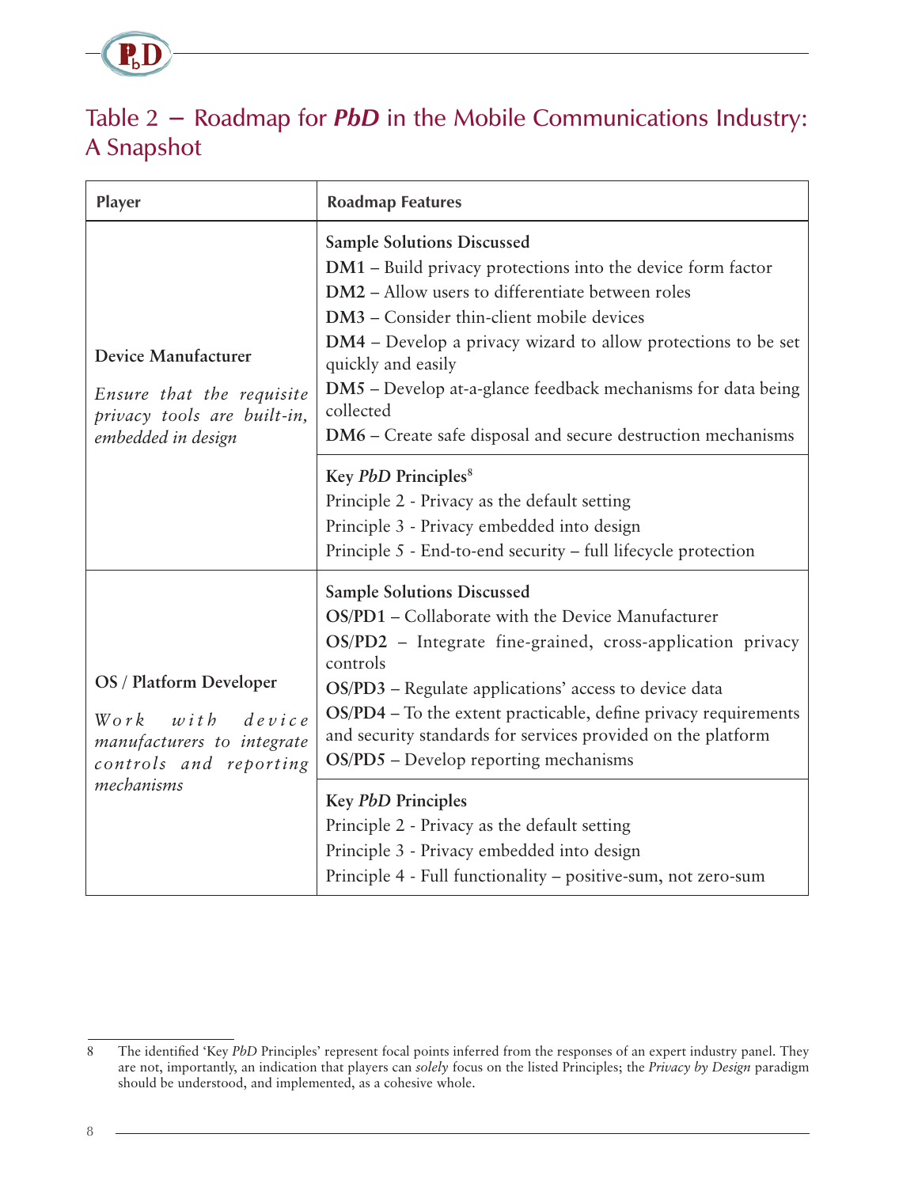## Table 2 – Roadmap for *PbD* in the Mobile Communications Industry: A Snapshot

| Player | Roadmap Features |
|---|---|
| **Device Manufacturer**<br>*Ensure that the requisite privacy tools are built-in, embedded in design* | **Sample Solutions Discussed**<br>**DM1** – Build privacy protections into the device form factor<br>**DM2** – Allow users to differentiate between roles<br>**DM3** – Consider thin-client mobile devices<br>**DM4** – Develop a privacy wizard to allow protections to be set quickly and easily<br>**DM5** – Develop at-a-glance feedback mechanisms for data being collected<br>**DM6** – Create safe disposal and secure destruction mechanisms |
| | **Key *PbD* Principles**[8]<br>Principle 2 - Privacy as the default setting<br>Principle 3 - Privacy embedded into design<br>Principle 5 - End-to-end security – full lifecycle protection |
| **OS / Platform Developer**<br>*Work with device manufacturers to integrate controls and reporting mechanisms* | **Sample Solutions Discussed**<br>**OS/PD1** – Collaborate with the Device Manufacturer<br>**OS/PD2** – Integrate fine-grained, cross-application privacy controls<br>**OS/PD3** – Regulate applications' access to device data<br>**OS/PD4** – To the extent practicable, define privacy requirements and security standards for services provided on the platform<br>**OS/PD5** – Develop reporting mechanisms |
| | **Key *PbD* Principles**<br>Principle 2 - Privacy as the default setting<br>Principle 3 - Privacy embedded into design<br>Principle 4 - Full functionality – positive-sum, not zero-sum |

8 The identified 'Key *PbD* Principles' represent focal points inferred from the responses of an expert industry panel. They are not, importantly, an indication that players can *solely* focus on the listed Principles; the *Privacy by Design* paradigm should be understood, and implemented, as a cohesive whole.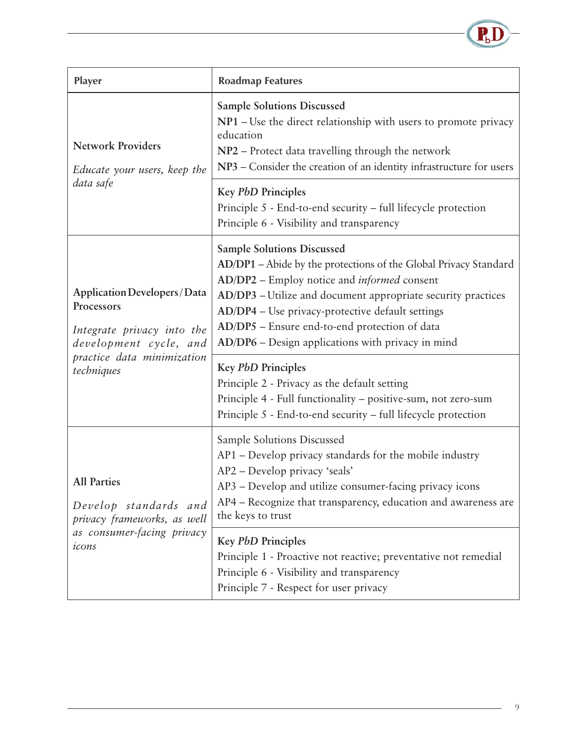| Player | Roadmap Features |
|---|---|
| **Network Providers**<br><br>*Educate your users, keep the data safe* | **Sample Solutions Discussed**<br>**NP1** – Use the direct relationship with users to promote privacy education<br>**NP2** – Protect data travelling through the network<br>**NP3** – Consider the creation of an identity infrastructure for users |
| | **Key *PbD* Principles**<br>Principle 5 - End-to-end security – full lifecycle protection<br>Principle 6 - Visibility and transparency |
| **Application Developers/Data Processors**<br><br>*Integrate privacy into the development cycle, and practice data minimization techniques* | **Sample Solutions Discussed**<br>**AD/DP1** – Abide by the protections of the Global Privacy Standard<br>**AD/DP2** – Employ notice and *informed* consent<br>**AD/DP3** – Utilize and document appropriate security practices<br>**AD/DP4** – Use privacy-protective default settings<br>**AD/DP5** – Ensure end-to-end protection of data<br>**AD/DP6** – Design applications with privacy in mind |
| | **Key *PbD* Principles**<br>Principle 2 - Privacy as the default setting<br>Principle 4 - Full functionality – positive-sum, not zero-sum<br>Principle 5 - End-to-end security – full lifecycle protection |
| **All Parties**<br><br>*Develop standards and privacy frameworks, as well as consumer-facing privacy icons* | Sample Solutions Discussed<br>AP1 – Develop privacy standards for the mobile industry<br>AP2 – Develop privacy 'seals'<br>AP3 – Develop and utilize consumer-facing privacy icons<br>AP4 – Recognize that transparency, education and awareness are the keys to trust |
| | **Key *PbD* Principles**<br>Principle 1 - Proactive not reactive; preventative not remedial<br>Principle 6 - Visibility and transparency<br>Principle 7 - Respect for user privacy |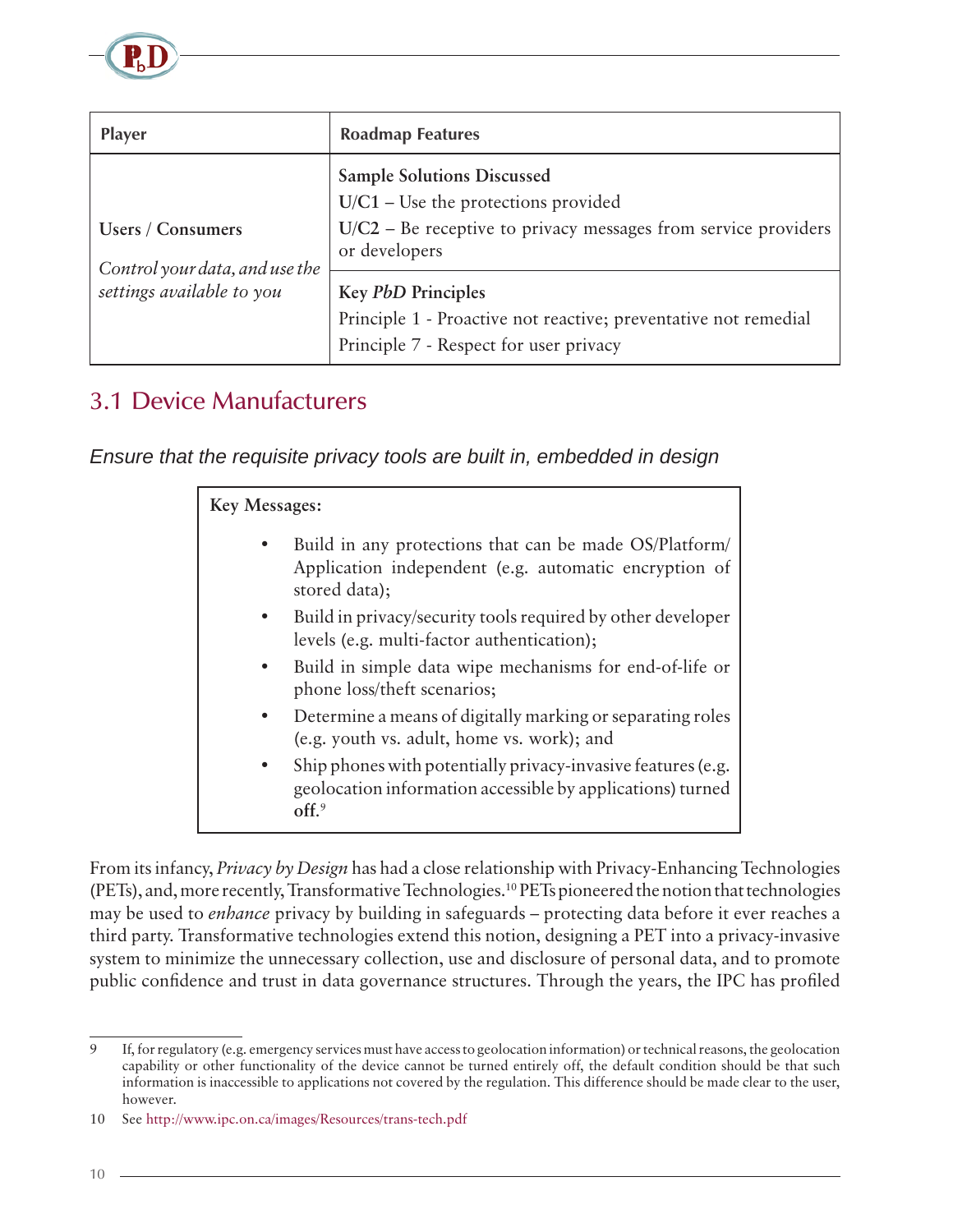| Player | Roadmap Features |
| --- | --- |
| **Users / Consumers**<br><br>*Control your data, and use the settings available to you* | **Sample Solutions Discussed**<br>**U/C1** – Use the protections provided<br>**U/C2** – Be receptive to privacy messages from service providers or developers |
| | **Key *PbD* Principles**<br>Principle 1 - Proactive not reactive; preventative not remedial<br>Principle 7 - Respect for user privacy |

## 3.1 Device Manufacturers

*Ensure that the requisite privacy tools are built in, embedded in design*

**Key Messages:**

- Build in any protections that can be made OS/Platform/ Application independent (e.g. automatic encryption of stored data);
- Build in privacy/security tools required by other developer levels (e.g. multi-factor authentication);
- Build in simple data wipe mechanisms for end-of-life or phone loss/theft scenarios;
- Determine a means of digitally marking or separating roles (e.g. youth vs. adult, home vs. work); and
- Ship phones with potentially privacy-invasive features (e.g. geolocation information accessible by applications) turned **off**.[9]

From its infancy, *Privacy by Design* has had a close relationship with Privacy-Enhancing Technologies (PETs), and, more recently, Transformative Technologies.[10] PETs pioneered the notion that technologies may be used to *enhance* privacy by building in safeguards – protecting data before it ever reaches a third party. Transformative technologies extend this notion, designing a PET into a privacy-invasive system to minimize the unnecessary collection, use and disclosure of personal data, and to promote public confidence and trust in data governance structures. Through the years, the IPC has profiled

---

9 If, for regulatory (e.g. emergency services must have access to geolocation information) or technical reasons, the geolocation capability or other functionality of the device cannot be turned entirely off, the default condition should be that such information is inaccessible to applications not covered by the regulation. This difference should be made clear to the user, however.

10 See http://www.ipc.on.ca/images/Resources/trans-tech.pdf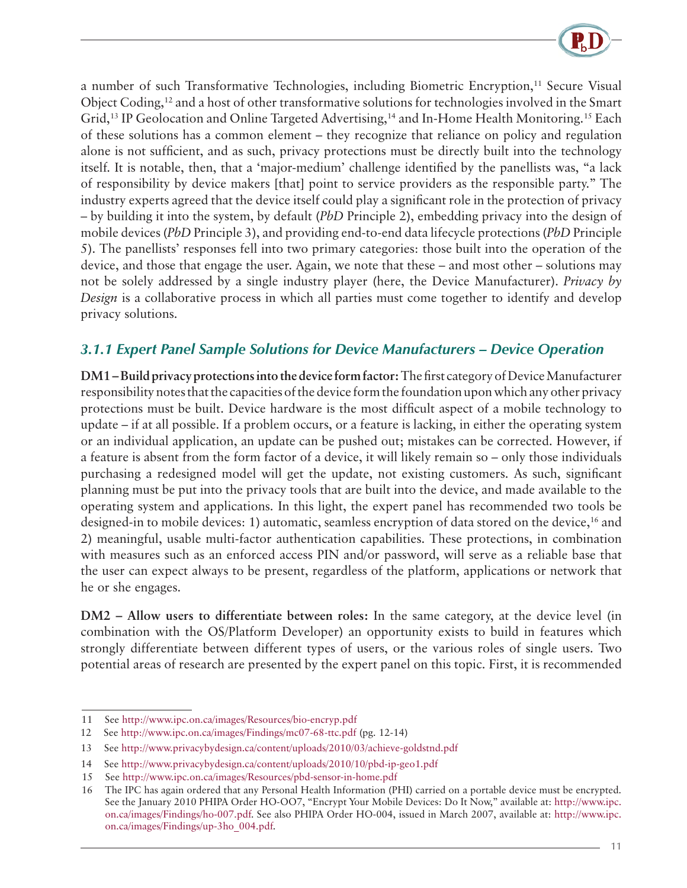a number of such Transformative Technologies, including Biometric Encryption,[11] Secure Visual Object Coding,[12] and a host of other transformative solutions for technologies involved in the Smart Grid,[13] IP Geolocation and Online Targeted Advertising,[14] and In-Home Health Monitoring.[15] Each of these solutions has a common element – they recognize that reliance on policy and regulation alone is not sufficient, and as such, privacy protections must be directly built into the technology itself. It is notable, then, that a 'major-medium' challenge identified by the panellists was, "a lack of responsibility by device makers [that] point to service providers as the responsible party." The industry experts agreed that the device itself could play a significant role in the protection of privacy – by building it into the system, by default (*PbD* Principle 2), embedding privacy into the design of mobile devices (*PbD* Principle 3), and providing end-to-end data lifecycle protections (*PbD* Principle 5). The panellists' responses fell into two primary categories: those built into the operation of the device, and those that engage the user. Again, we note that these – and most other – solutions may not be solely addressed by a single industry player (here, the Device Manufacturer). *Privacy by Design* is a collaborative process in which all parties must come together to identify and develop privacy solutions.

### *3.1.1 Expert Panel Sample Solutions for Device Manufacturers – Device Operation*

**DM1 – Build privacy protections into the device form factor:** The first category of Device Manufacturer responsibility notes that the capacities of the device form the foundation upon which any other privacy protections must be built. Device hardware is the most difficult aspect of a mobile technology to update – if at all possible. If a problem occurs, or a feature is lacking, in either the operating system or an individual application, an update can be pushed out; mistakes can be corrected. However, if a feature is absent from the form factor of a device, it will likely remain so – only those individuals purchasing a redesigned model will get the update, not existing customers. As such, significant planning must be put into the privacy tools that are built into the device, and made available to the operating system and applications. In this light, the expert panel has recommended two tools be designed-in to mobile devices: 1) automatic, seamless encryption of data stored on the device,[16] and 2) meaningful, usable multi-factor authentication capabilities. These protections, in combination with measures such as an enforced access PIN and/or password, will serve as a reliable base that the user can expect always to be present, regardless of the platform, applications or network that he or she engages.

**DM2 – Allow users to differentiate between roles:** In the same category, at the device level (in combination with the OS/Platform Developer) an opportunity exists to build in features which strongly differentiate between different types of users, or the various roles of single users. Two potential areas of research are presented by the expert panel on this topic. First, it is recommended

---

11 See http://www.ipc.on.ca/images/Resources/bio-encryp.pdf

12 See http://www.ipc.on.ca/images/Findings/mc07-68-ttc.pdf (pg. 12-14)

13 See http://www.privacybydesign.ca/content/uploads/2010/03/achieve-goldstnd.pdf

14 See http://www.privacybydesign.ca/content/uploads/2010/10/pbd-ip-geo1.pdf

15 See http://www.ipc.on.ca/images/Resources/pbd-sensor-in-home.pdf

16 The IPC has again ordered that any Personal Health Information (PHI) carried on a portable device must be encrypted. See the January 2010 PHIPA Order HO-OO7, "Encrypt Your Mobile Devices: Do It Now," available at: http://www.ipc.on.ca/images/Findings/ho-007.pdf. See also PHIPA Order HO-004, issued in March 2007, available at: http://www.ipc.on.ca/images/Findings/up-3ho_004.pdf.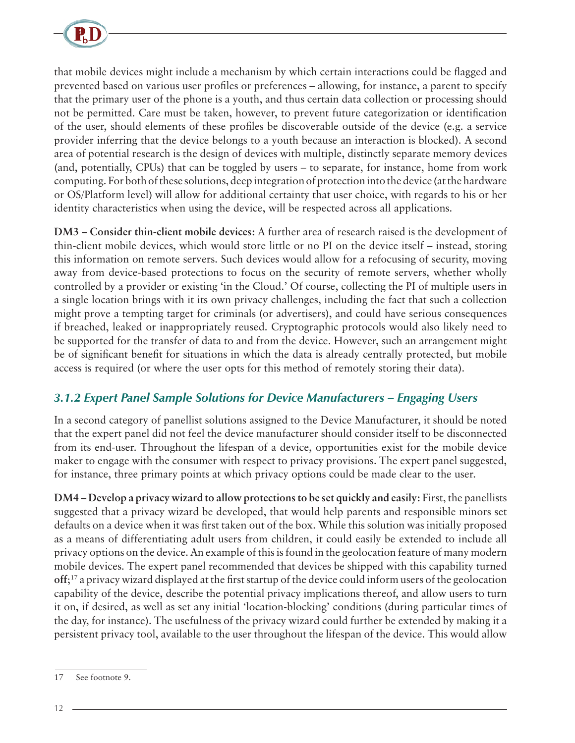that mobile devices might include a mechanism by which certain interactions could be flagged and prevented based on various user profiles or preferences – allowing, for instance, a parent to specify that the primary user of the phone is a youth, and thus certain data collection or processing should not be permitted. Care must be taken, however, to prevent future categorization or identification of the user, should elements of these profiles be discoverable outside of the device (e.g. a service provider inferring that the device belongs to a youth because an interaction is blocked). A second area of potential research is the design of devices with multiple, distinctly separate memory devices (and, potentially, CPUs) that can be toggled by users – to separate, for instance, home from work computing. For both of these solutions, deep integration of protection into the device (at the hardware or OS/Platform level) will allow for additional certainty that user choice, with regards to his or her identity characteristics when using the device, will be respected across all applications.

**DM3 – Consider thin-client mobile devices:** A further area of research raised is the development of thin-client mobile devices, which would store little or no PI on the device itself – instead, storing this information on remote servers. Such devices would allow for a refocusing of security, moving away from device-based protections to focus on the security of remote servers, whether wholly controlled by a provider or existing 'in the Cloud.' Of course, collecting the PI of multiple users in a single location brings with it its own privacy challenges, including the fact that such a collection might prove a tempting target for criminals (or advertisers), and could have serious consequences if breached, leaked or inappropriately reused. Cryptographic protocols would also likely need to be supported for the transfer of data to and from the device. However, such an arrangement might be of significant benefit for situations in which the data is already centrally protected, but mobile access is required (or where the user opts for this method of remotely storing their data).

### *3.1.2 Expert Panel Sample Solutions for Device Manufacturers – Engaging Users*

In a second category of panellist solutions assigned to the Device Manufacturer, it should be noted that the expert panel did not feel the device manufacturer should consider itself to be disconnected from its end-user. Throughout the lifespan of a device, opportunities exist for the mobile device maker to engage with the consumer with respect to privacy provisions. The expert panel suggested, for instance, three primary points at which privacy options could be made clear to the user.

**DM4 – Develop a privacy wizard to allow protections to be set quickly and easily:** First, the panellists suggested that a privacy wizard be developed, that would help parents and responsible minors set defaults on a device when it was first taken out of the box. While this solution was initially proposed as a means of differentiating adult users from children, it could easily be extended to include all privacy options on the device. An example of this is found in the geolocation feature of many modern mobile devices. The expert panel recommended that devices be shipped with this capability turned **off**;[17] a privacy wizard displayed at the first startup of the device could inform users of the geolocation capability of the device, describe the potential privacy implications thereof, and allow users to turn it on, if desired, as well as set any initial 'location-blocking' conditions (during particular times of the day, for instance). The usefulness of the privacy wizard could further be extended by making it a persistent privacy tool, available to the user throughout the lifespan of the device. This would allow

17 See footnote 9.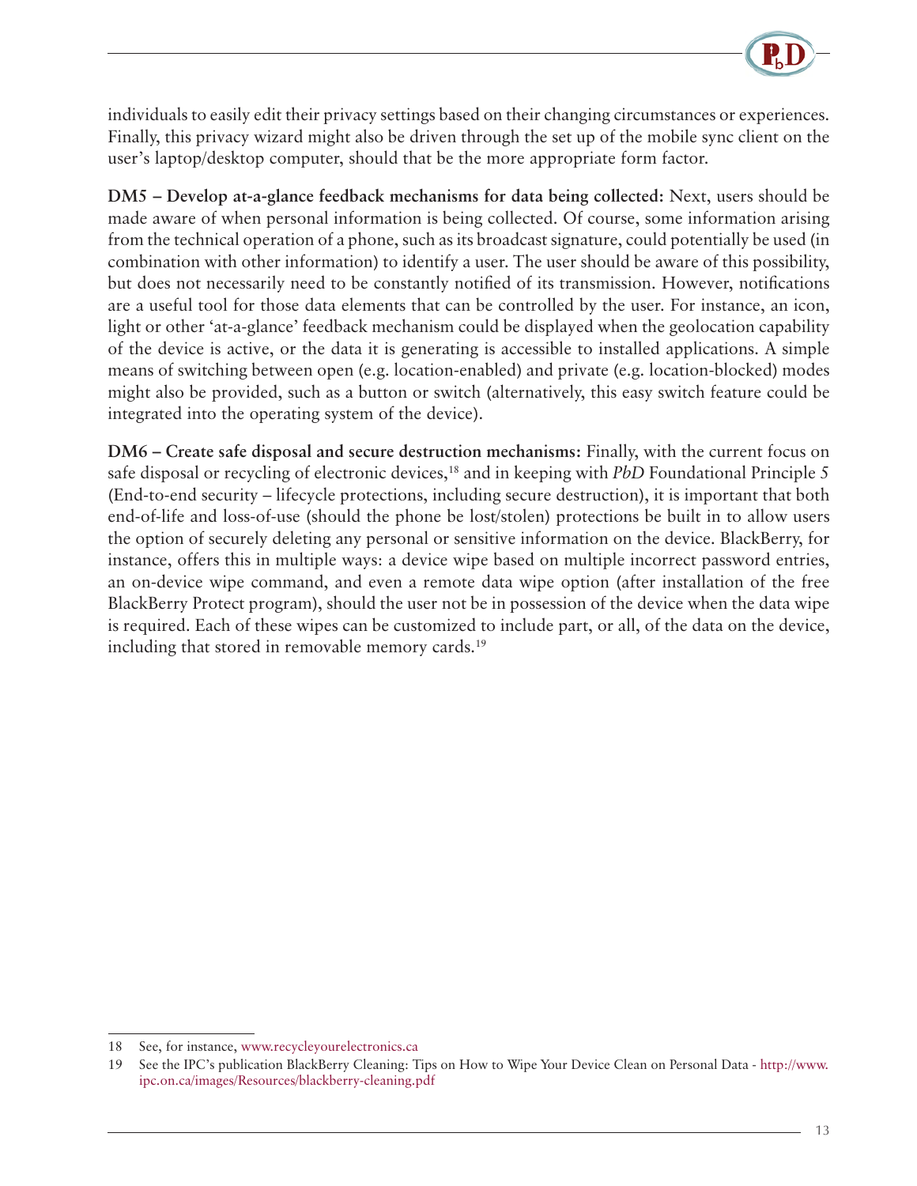individuals to easily edit their privacy settings based on their changing circumstances or experiences. Finally, this privacy wizard might also be driven through the set up of the mobile sync client on the user's laptop/desktop computer, should that be the more appropriate form factor.

**DM5 – Develop at-a-glance feedback mechanisms for data being collected:** Next, users should be made aware of when personal information is being collected. Of course, some information arising from the technical operation of a phone, such as its broadcast signature, could potentially be used (in combination with other information) to identify a user. The user should be aware of this possibility, but does not necessarily need to be constantly notified of its transmission. However, notifications are a useful tool for those data elements that can be controlled by the user. For instance, an icon, light or other 'at-a-glance' feedback mechanism could be displayed when the geolocation capability of the device is active, or the data it is generating is accessible to installed applications. A simple means of switching between open (e.g. location-enabled) and private (e.g. location-blocked) modes might also be provided, such as a button or switch (alternatively, this easy switch feature could be integrated into the operating system of the device).

**DM6 – Create safe disposal and secure destruction mechanisms:** Finally, with the current focus on safe disposal or recycling of electronic devices,[18] and in keeping with *PbD* Foundational Principle 5 (End-to-end security – lifecycle protections, including secure destruction), it is important that both end-of-life and loss-of-use (should the phone be lost/stolen) protections be built in to allow users the option of securely deleting any personal or sensitive information on the device. BlackBerry, for instance, offers this in multiple ways: a device wipe based on multiple incorrect password entries, an on-device wipe command, and even a remote data wipe option (after installation of the free BlackBerry Protect program), should the user not be in possession of the device when the data wipe is required. Each of these wipes can be customized to include part, or all, of the data on the device, including that stored in removable memory cards.[19]

---

18 See, for instance, www.recycleyourelectronics.ca

19 See the IPC's publication BlackBerry Cleaning: Tips on How to Wipe Your Device Clean on Personal Data - http://www.ipc.on.ca/images/Resources/blackberry-cleaning.pdf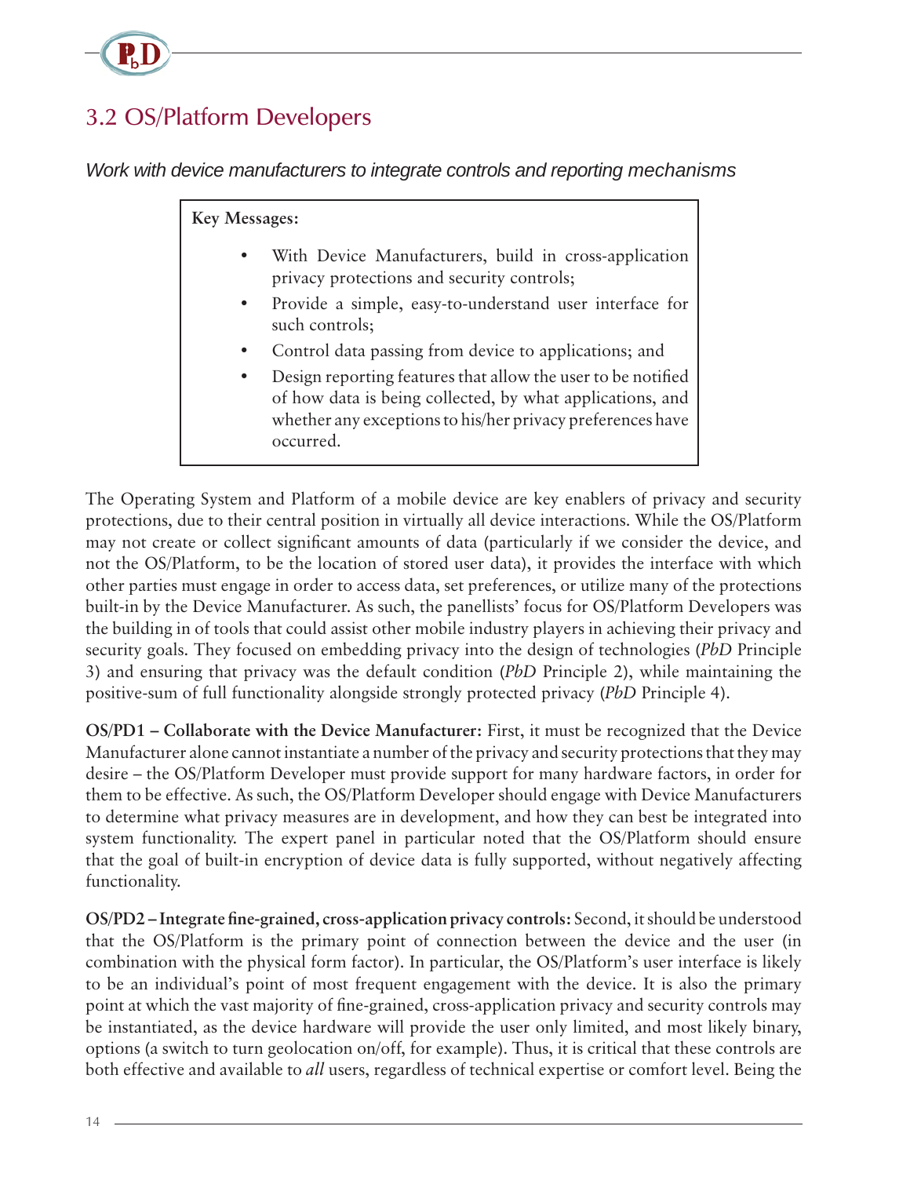## 3.2 OS/Platform Developers

*Work with device manufacturers to integrate controls and reporting mechanisms*

**Key Messages:**

- With Device Manufacturers, build in cross-application privacy protections and security controls;
- Provide a simple, easy-to-understand user interface for such controls;
- Control data passing from device to applications; and
- Design reporting features that allow the user to be notified of how data is being collected, by what applications, and whether any exceptions to his/her privacy preferences have occurred.

The Operating System and Platform of a mobile device are key enablers of privacy and security protections, due to their central position in virtually all device interactions. While the OS/Platform may not create or collect significant amounts of data (particularly if we consider the device, and not the OS/Platform, to be the location of stored user data), it provides the interface with which other parties must engage in order to access data, set preferences, or utilize many of the protections built-in by the Device Manufacturer. As such, the panellists' focus for OS/Platform Developers was the building in of tools that could assist other mobile industry players in achieving their privacy and security goals. They focused on embedding privacy into the design of technologies (*PbD* Principle 3) and ensuring that privacy was the default condition (*PbD* Principle 2), while maintaining the positive-sum of full functionality alongside strongly protected privacy (*PbD* Principle 4).

**OS/PD1 – Collaborate with the Device Manufacturer:** First, it must be recognized that the Device Manufacturer alone cannot instantiate a number of the privacy and security protections that they may desire – the OS/Platform Developer must provide support for many hardware factors, in order for them to be effective. As such, the OS/Platform Developer should engage with Device Manufacturers to determine what privacy measures are in development, and how they can best be integrated into system functionality. The expert panel in particular noted that the OS/Platform should ensure that the goal of built-in encryption of device data is fully supported, without negatively affecting functionality.

**OS/PD2 – Integrate fine-grained, cross-application privacy controls:** Second, it should be understood that the OS/Platform is the primary point of connection between the device and the user (in combination with the physical form factor). In particular, the OS/Platform's user interface is likely to be an individual's point of most frequent engagement with the device. It is also the primary point at which the vast majority of fine-grained, cross-application privacy and security controls may be instantiated, as the device hardware will provide the user only limited, and most likely binary, options (a switch to turn geolocation on/off, for example). Thus, it is critical that these controls are both effective and available to *all* users, regardless of technical expertise or comfort level. Being the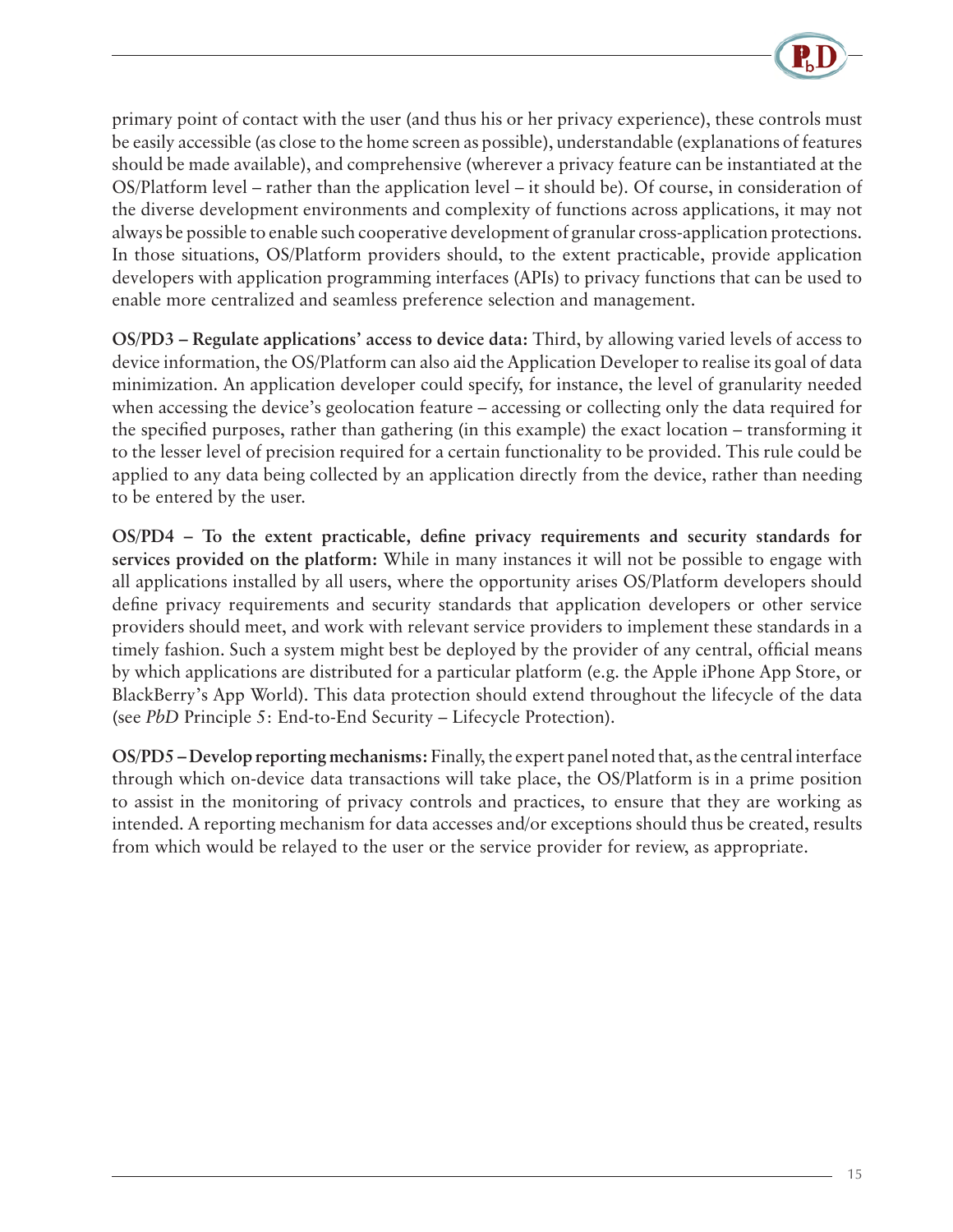primary point of contact with the user (and thus his or her privacy experience), these controls must be easily accessible (as close to the home screen as possible), understandable (explanations of features should be made available), and comprehensive (wherever a privacy feature can be instantiated at the OS/Platform level – rather than the application level – it should be). Of course, in consideration of the diverse development environments and complexity of functions across applications, it may not always be possible to enable such cooperative development of granular cross-application protections. In those situations, OS/Platform providers should, to the extent practicable, provide application developers with application programming interfaces (APIs) to privacy functions that can be used to enable more centralized and seamless preference selection and management.

**OS/PD3 – Regulate applications' access to device data:** Third, by allowing varied levels of access to device information, the OS/Platform can also aid the Application Developer to realise its goal of data minimization. An application developer could specify, for instance, the level of granularity needed when accessing the device's geolocation feature – accessing or collecting only the data required for the specified purposes, rather than gathering (in this example) the exact location – transforming it to the lesser level of precision required for a certain functionality to be provided. This rule could be applied to any data being collected by an application directly from the device, rather than needing to be entered by the user.

**OS/PD4 – To the extent practicable, define privacy requirements and security standards for services provided on the platform:** While in many instances it will not be possible to engage with all applications installed by all users, where the opportunity arises OS/Platform developers should define privacy requirements and security standards that application developers or other service providers should meet, and work with relevant service providers to implement these standards in a timely fashion. Such a system might best be deployed by the provider of any central, official means by which applications are distributed for a particular platform (e.g. the Apple iPhone App Store, or BlackBerry's App World). This data protection should extend throughout the lifecycle of the data (see *PbD* Principle 5: End-to-End Security – Lifecycle Protection).

**OS/PD5 – Develop reporting mechanisms:** Finally, the expert panel noted that, as the central interface through which on-device data transactions will take place, the OS/Platform is in a prime position to assist in the monitoring of privacy controls and practices, to ensure that they are working as intended. A reporting mechanism for data accesses and/or exceptions should thus be created, results from which would be relayed to the user or the service provider for review, as appropriate.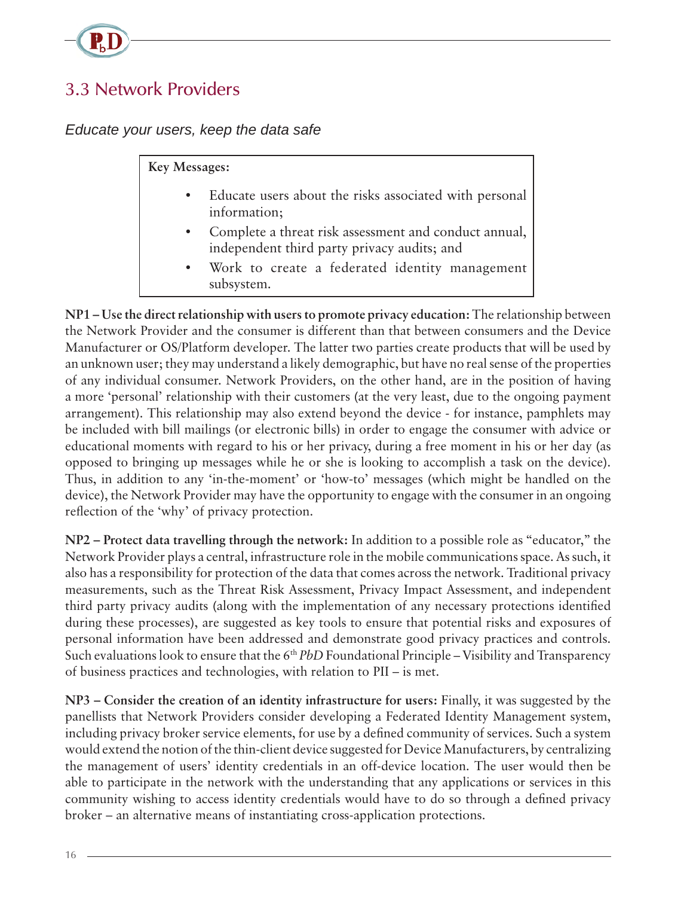## 3.3 Network Providers

*Educate your users, keep the data safe*

**Key Messages:**

- Educate users about the risks associated with personal information;
- Complete a threat risk assessment and conduct annual, independent third party privacy audits; and
- Work to create a federated identity management subsystem.

**NP1 – Use the direct relationship with users to promote privacy education:** The relationship between the Network Provider and the consumer is different than that between consumers and the Device Manufacturer or OS/Platform developer. The latter two parties create products that will be used by an unknown user; they may understand a likely demographic, but have no real sense of the properties of any individual consumer. Network Providers, on the other hand, are in the position of having a more 'personal' relationship with their customers (at the very least, due to the ongoing payment arrangement). This relationship may also extend beyond the device - for instance, pamphlets may be included with bill mailings (or electronic bills) in order to engage the consumer with advice or educational moments with regard to his or her privacy, during a free moment in his or her day (as opposed to bringing up messages while he or she is looking to accomplish a task on the device). Thus, in addition to any 'in-the-moment' or 'how-to' messages (which might be handled on the device), the Network Provider may have the opportunity to engage with the consumer in an ongoing reflection of the 'why' of privacy protection.

**NP2 – Protect data travelling through the network:** In addition to a possible role as "educator," the Network Provider plays a central, infrastructure role in the mobile communications space. As such, it also has a responsibility for protection of the data that comes across the network. Traditional privacy measurements, such as the Threat Risk Assessment, Privacy Impact Assessment, and independent third party privacy audits (along with the implementation of any necessary protections identified during these processes), are suggested as key tools to ensure that potential risks and exposures of personal information have been addressed and demonstrate good privacy practices and controls. Such evaluations look to ensure that the 6th *PbD* Foundational Principle – Visibility and Transparency of business practices and technologies, with relation to PII – is met.

**NP3 – Consider the creation of an identity infrastructure for users:** Finally, it was suggested by the panellists that Network Providers consider developing a Federated Identity Management system, including privacy broker service elements, for use by a defined community of services. Such a system would extend the notion of the thin-client device suggested for Device Manufacturers, by centralizing the management of users' identity credentials in an off-device location. The user would then be able to participate in the network with the understanding that any applications or services in this community wishing to access identity credentials would have to do so through a defined privacy broker – an alternative means of instantiating cross-application protections.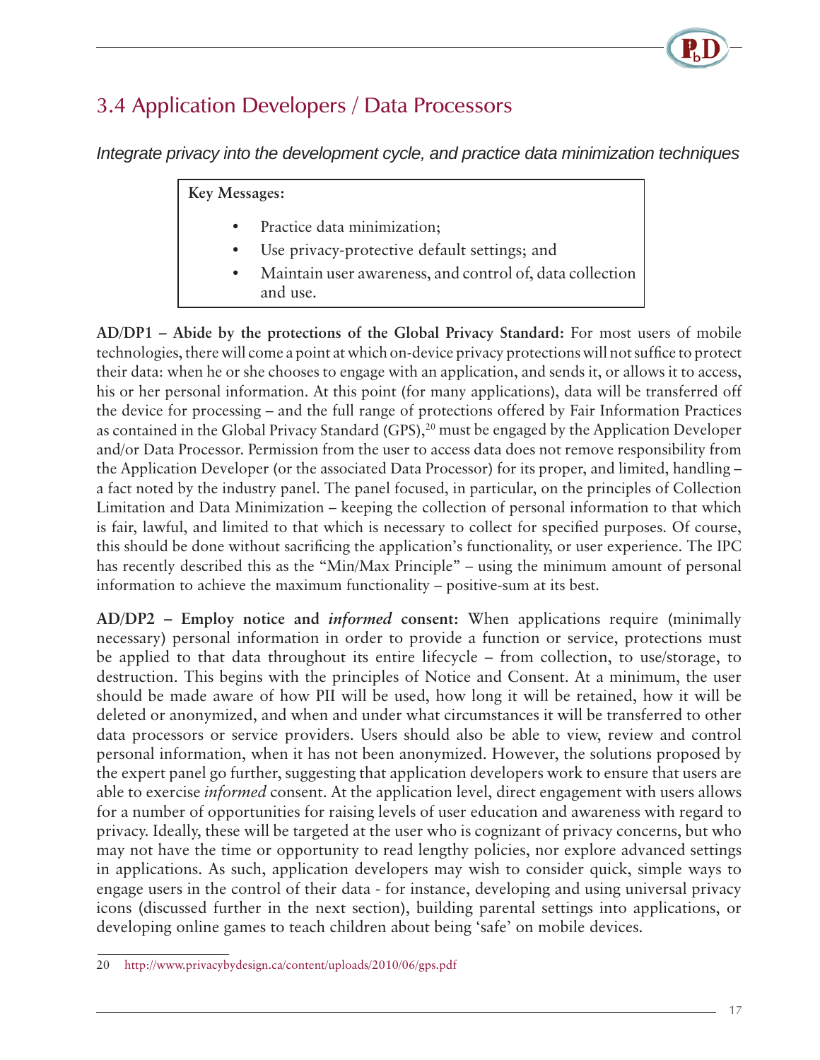## 3.4 Application Developers / Data Processors

*Integrate privacy into the development cycle, and practice data minimization techniques*

**Key Messages:**

- Practice data minimization;
- Use privacy-protective default settings; and
- Maintain user awareness, and control of, data collection and use.

**AD/DP1 – Abide by the protections of the Global Privacy Standard:** For most users of mobile technologies, there will come a point at which on-device privacy protections will not suffice to protect their data: when he or she chooses to engage with an application, and sends it, or allows it to access, his or her personal information. At this point (for many applications), data will be transferred off the device for processing – and the full range of protections offered by Fair Information Practices as contained in the Global Privacy Standard (GPS),[20] must be engaged by the Application Developer and/or Data Processor. Permission from the user to access data does not remove responsibility from the Application Developer (or the associated Data Processor) for its proper, and limited, handling – a fact noted by the industry panel. The panel focused, in particular, on the principles of Collection Limitation and Data Minimization – keeping the collection of personal information to that which is fair, lawful, and limited to that which is necessary to collect for specified purposes. Of course, this should be done without sacrificing the application's functionality, or user experience. The IPC has recently described this as the "Min/Max Principle" – using the minimum amount of personal information to achieve the maximum functionality – positive-sum at its best.

**AD/DP2 – Employ notice and *informed* consent:** When applications require (minimally necessary) personal information in order to provide a function or service, protections must be applied to that data throughout its entire lifecycle – from collection, to use/storage, to destruction. This begins with the principles of Notice and Consent. At a minimum, the user should be made aware of how PII will be used, how long it will be retained, how it will be deleted or anonymized, and when and under what circumstances it will be transferred to other data processors or service providers. Users should also be able to view, review and control personal information, when it has not been anonymized. However, the solutions proposed by the expert panel go further, suggesting that application developers work to ensure that users are able to exercise *informed* consent. At the application level, direct engagement with users allows for a number of opportunities for raising levels of user education and awareness with regard to privacy. Ideally, these will be targeted at the user who is cognizant of privacy concerns, but who may not have the time or opportunity to read lengthy policies, nor explore advanced settings in applications. As such, application developers may wish to consider quick, simple ways to engage users in the control of their data - for instance, developing and using universal privacy icons (discussed further in the next section), building parental settings into applications, or developing online games to teach children about being 'safe' on mobile devices.

20 http://www.privacybydesign.ca/content/uploads/2010/06/gps.pdf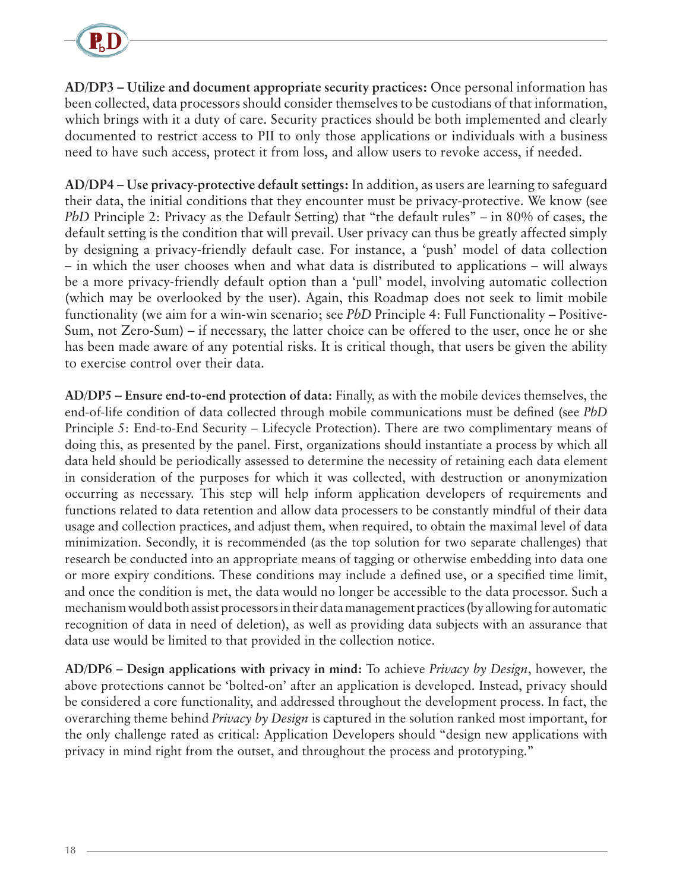**AD/DP3 – Utilize and document appropriate security practices:** Once personal information has been collected, data processors should consider themselves to be custodians of that information, which brings with it a duty of care. Security practices should be both implemented and clearly documented to restrict access to PII to only those applications or individuals with a business need to have such access, protect it from loss, and allow users to revoke access, if needed.

**AD/DP4 – Use privacy-protective default settings:** In addition, as users are learning to safeguard their data, the initial conditions that they encounter must be privacy-protective. We know (see *PbD* Principle 2: Privacy as the Default Setting) that "the default rules" – in 80% of cases, the default setting is the condition that will prevail. User privacy can thus be greatly affected simply by designing a privacy-friendly default case. For instance, a 'push' model of data collection – in which the user chooses when and what data is distributed to applications – will always be a more privacy-friendly default option than a 'pull' model, involving automatic collection (which may be overlooked by the user). Again, this Roadmap does not seek to limit mobile functionality (we aim for a win-win scenario; see *PbD* Principle 4: Full Functionality – Positive-Sum, not Zero-Sum) – if necessary, the latter choice can be offered to the user, once he or she has been made aware of any potential risks. It is critical though, that users be given the ability to exercise control over their data.

**AD/DP5 – Ensure end-to-end protection of data:** Finally, as with the mobile devices themselves, the end-of-life condition of data collected through mobile communications must be defined (see *PbD* Principle 5: End-to-End Security – Lifecycle Protection). There are two complimentary means of doing this, as presented by the panel. First, organizations should instantiate a process by which all data held should be periodically assessed to determine the necessity of retaining each data element in consideration of the purposes for which it was collected, with destruction or anonymization occurring as necessary. This step will help inform application developers of requirements and functions related to data retention and allow data processers to be constantly mindful of their data usage and collection practices, and adjust them, when required, to obtain the maximal level of data minimization. Secondly, it is recommended (as the top solution for two separate challenges) that research be conducted into an appropriate means of tagging or otherwise embedding into data one or more expiry conditions. These conditions may include a defined use, or a specified time limit, and once the condition is met, the data would no longer be accessible to the data processor. Such a mechanism would both assist processors in their data management practices (by allowing for automatic recognition of data in need of deletion), as well as providing data subjects with an assurance that data use would be limited to that provided in the collection notice.

**AD/DP6 – Design applications with privacy in mind:** To achieve *Privacy by Design*, however, the above protections cannot be 'bolted-on' after an application is developed. Instead, privacy should be considered a core functionality, and addressed throughout the development process. In fact, the overarching theme behind *Privacy by Design* is captured in the solution ranked most important, for the only challenge rated as critical: Application Developers should "design new applications with privacy in mind right from the outset, and throughout the process and prototyping."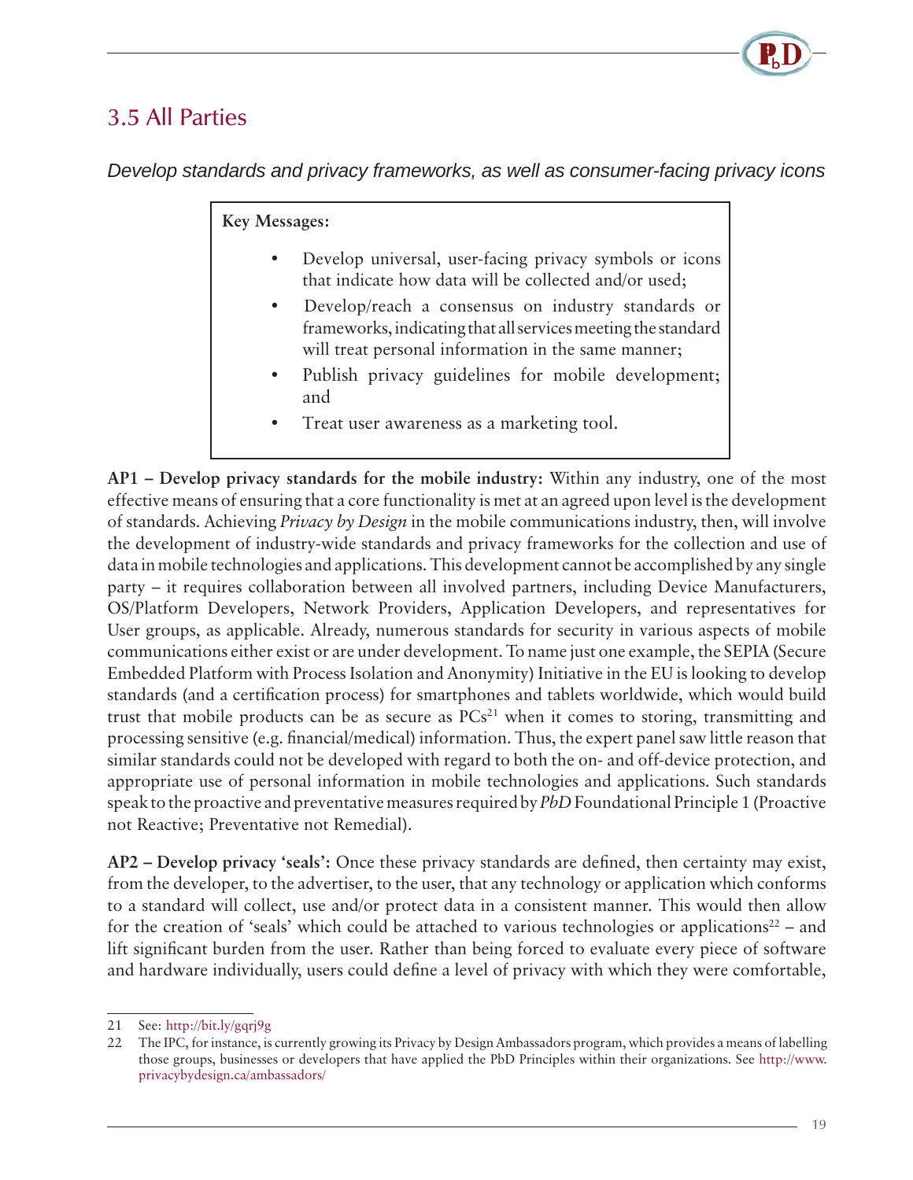## 3.5 All Parties

*Develop standards and privacy frameworks, as well as consumer-facing privacy icons*

**Key Messages:**

- Develop universal, user-facing privacy symbols or icons that indicate how data will be collected and/or used;
- Develop/reach a consensus on industry standards or frameworks, indicating that all services meeting the standard will treat personal information in the same manner;
- Publish privacy guidelines for mobile development; and
- Treat user awareness as a marketing tool.

**AP1 – Develop privacy standards for the mobile industry:** Within any industry, one of the most effective means of ensuring that a core functionality is met at an agreed upon level is the development of standards. Achieving *Privacy by Design* in the mobile communications industry, then, will involve the development of industry-wide standards and privacy frameworks for the collection and use of data in mobile technologies and applications. This development cannot be accomplished by any single party – it requires collaboration between all involved partners, including Device Manufacturers, OS/Platform Developers, Network Providers, Application Developers, and representatives for User groups, as applicable. Already, numerous standards for security in various aspects of mobile communications either exist or are under development. To name just one example, the SEPIA (Secure Embedded Platform with Process Isolation and Anonymity) Initiative in the EU is looking to develop standards (and a certification process) for smartphones and tablets worldwide, which would build trust that mobile products can be as secure as PCs[21] when it comes to storing, transmitting and processing sensitive (e.g. financial/medical) information. Thus, the expert panel saw little reason that similar standards could not be developed with regard to both the on- and off-device protection, and appropriate use of personal information in mobile technologies and applications. Such standards speak to the proactive and preventative measures required by *PbD* Foundational Principle 1 (Proactive not Reactive; Preventative not Remedial).

**AP2 – Develop privacy 'seals':** Once these privacy standards are defined, then certainty may exist, from the developer, to the advertiser, to the user, that any technology or application which conforms to a standard will collect, use and/or protect data in a consistent manner. This would then allow for the creation of 'seals' which could be attached to various technologies or applications[22] – and lift significant burden from the user. Rather than being forced to evaluate every piece of software and hardware individually, users could define a level of privacy with which they were comfortable,

---

21 See: http://bit.ly/gqrj9g

22 The IPC, for instance, is currently growing its Privacy by Design Ambassadors program, which provides a means of labelling those groups, businesses or developers that have applied the PbD Principles within their organizations. See http://www.privacybydesign.ca/ambassadors/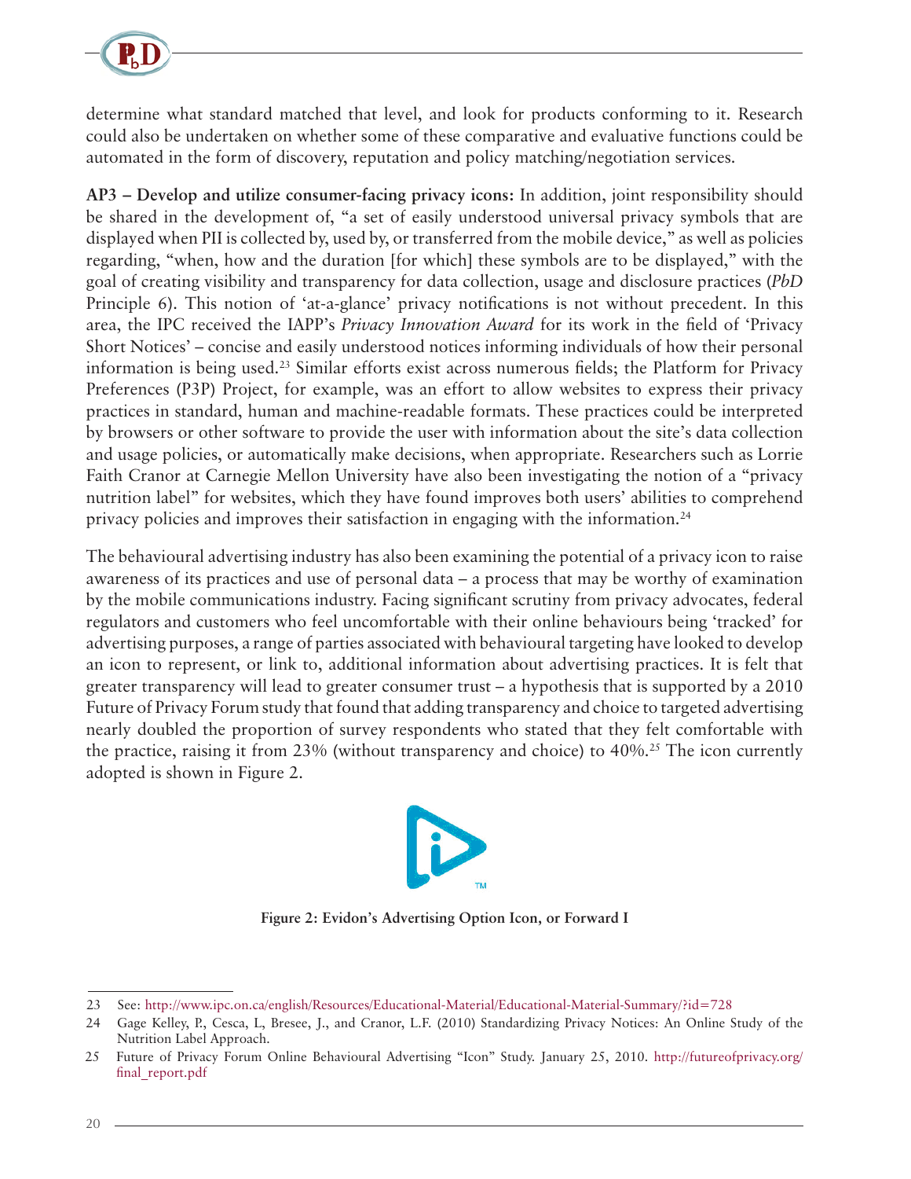determine what standard matched that level, and look for products conforming to it. Research could also be undertaken on whether some of these comparative and evaluative functions could be automated in the form of discovery, reputation and policy matching/negotiation services.

**AP3 – Develop and utilize consumer-facing privacy icons:** In addition, joint responsibility should be shared in the development of, "a set of easily understood universal privacy symbols that are displayed when PII is collected by, used by, or transferred from the mobile device," as well as policies regarding, "when, how and the duration [for which] these symbols are to be displayed," with the goal of creating visibility and transparency for data collection, usage and disclosure practices (*PbD* Principle 6). This notion of 'at-a-glance' privacy notifications is not without precedent. In this area, the IPC received the IAPP's *Privacy Innovation Award* for its work in the field of 'Privacy Short Notices' – concise and easily understood notices informing individuals of how their personal information is being used.[23] Similar efforts exist across numerous fields; the Platform for Privacy Preferences (P3P) Project, for example, was an effort to allow websites to express their privacy practices in standard, human and machine-readable formats. These practices could be interpreted by browsers or other software to provide the user with information about the site's data collection and usage policies, or automatically make decisions, when appropriate. Researchers such as Lorrie Faith Cranor at Carnegie Mellon University have also been investigating the notion of a "privacy nutrition label" for websites, which they have found improves both users' abilities to comprehend privacy policies and improves their satisfaction in engaging with the information.[24]

The behavioural advertising industry has also been examining the potential of a privacy icon to raise awareness of its practices and use of personal data – a process that may be worthy of examination by the mobile communications industry. Facing significant scrutiny from privacy advocates, federal regulators and customers who feel uncomfortable with their online behaviours being 'tracked' for advertising purposes, a range of parties associated with behavioural targeting have looked to develop an icon to represent, or link to, additional information about advertising practices. It is felt that greater transparency will lead to greater consumer trust – a hypothesis that is supported by a 2010 Future of Privacy Forum study that found that adding transparency and choice to targeted advertising nearly doubled the proportion of survey respondents who stated that they felt comfortable with the practice, raising it from 23% (without transparency and choice) to 40%.[25] The icon currently adopted is shown in Figure 2.

**Figure 2: Evidon's Advertising Option Icon, or Forward I**

---

23 See: http://www.ipc.on.ca/english/Resources/Educational-Material/Educational-Material-Summary/?id=728

24 Gage Kelley, P., Cesca, L, Bresee, J., and Cranor, L.F. (2010) Standardizing Privacy Notices: An Online Study of the Nutrition Label Approach.

25 Future of Privacy Forum Online Behavioural Advertising "Icon" Study. January 25, 2010. http://futureofprivacy.org/final_report.pdf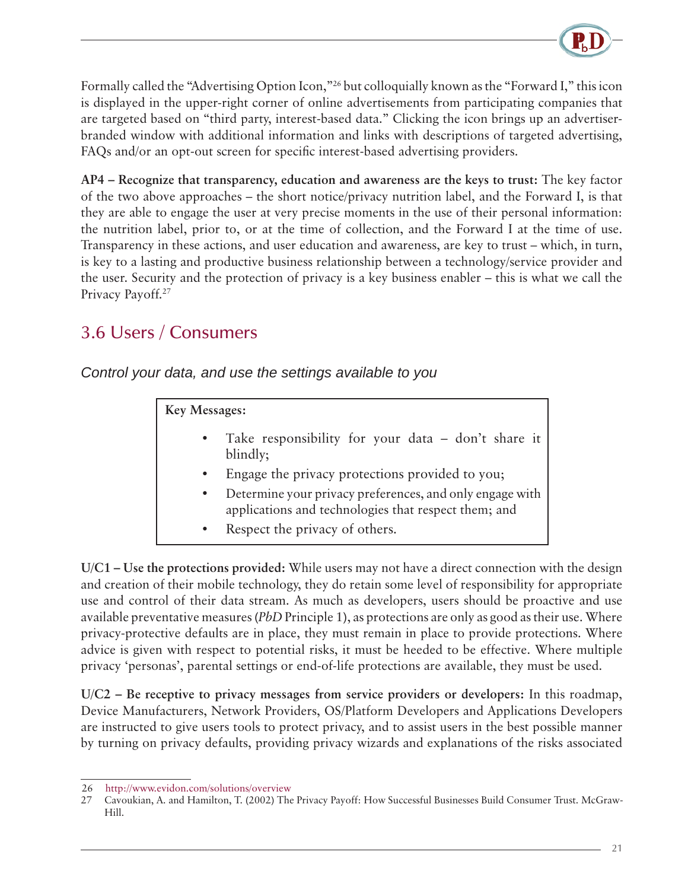Formally called the "Advertising Option Icon,"[26] but colloquially known as the "Forward I," this icon is displayed in the upper-right corner of online advertisements from participating companies that are targeted based on "third party, interest-based data." Clicking the icon brings up an advertiser-branded window with additional information and links with descriptions of targeted advertising, FAQs and/or an opt-out screen for specific interest-based advertising providers.

**AP4 – Recognize that transparency, education and awareness are the keys to trust:** The key factor of the two above approaches – the short notice/privacy nutrition label, and the Forward I, is that they are able to engage the user at very precise moments in the use of their personal information: the nutrition label, prior to, or at the time of collection, and the Forward I at the time of use. Transparency in these actions, and user education and awareness, are key to trust – which, in turn, is key to a lasting and productive business relationship between a technology/service provider and the user. Security and the protection of privacy is a key business enabler – this is what we call the Privacy Payoff.[27]

## 3.6 Users / Consumers

*Control your data, and use the settings available to you*

**Key Messages:**

- Take responsibility for your data – don't share it blindly;
- Engage the privacy protections provided to you;
- Determine your privacy preferences, and only engage with applications and technologies that respect them; and
- Respect the privacy of others.

**U/C1 – Use the protections provided:** While users may not have a direct connection with the design and creation of their mobile technology, they do retain some level of responsibility for appropriate use and control of their data stream. As much as developers, users should be proactive and use available preventative measures (*PbD* Principle 1), as protections are only as good as their use. Where privacy-protective defaults are in place, they must remain in place to provide protections. Where advice is given with respect to potential risks, it must be heeded to be effective. Where multiple privacy 'personas', parental settings or end-of-life protections are available, they must be used.

**U/C2 – Be receptive to privacy messages from service providers or developers:** In this roadmap, Device Manufacturers, Network Providers, OS/Platform Developers and Applications Developers are instructed to give users tools to protect privacy, and to assist users in the best possible manner by turning on privacy defaults, providing privacy wizards and explanations of the risks associated

---

26 http://www.evidon.com/solutions/overview

27 Cavoukian, A. and Hamilton, T. (2002) The Privacy Payoff: How Successful Businesses Build Consumer Trust. McGraw-Hill.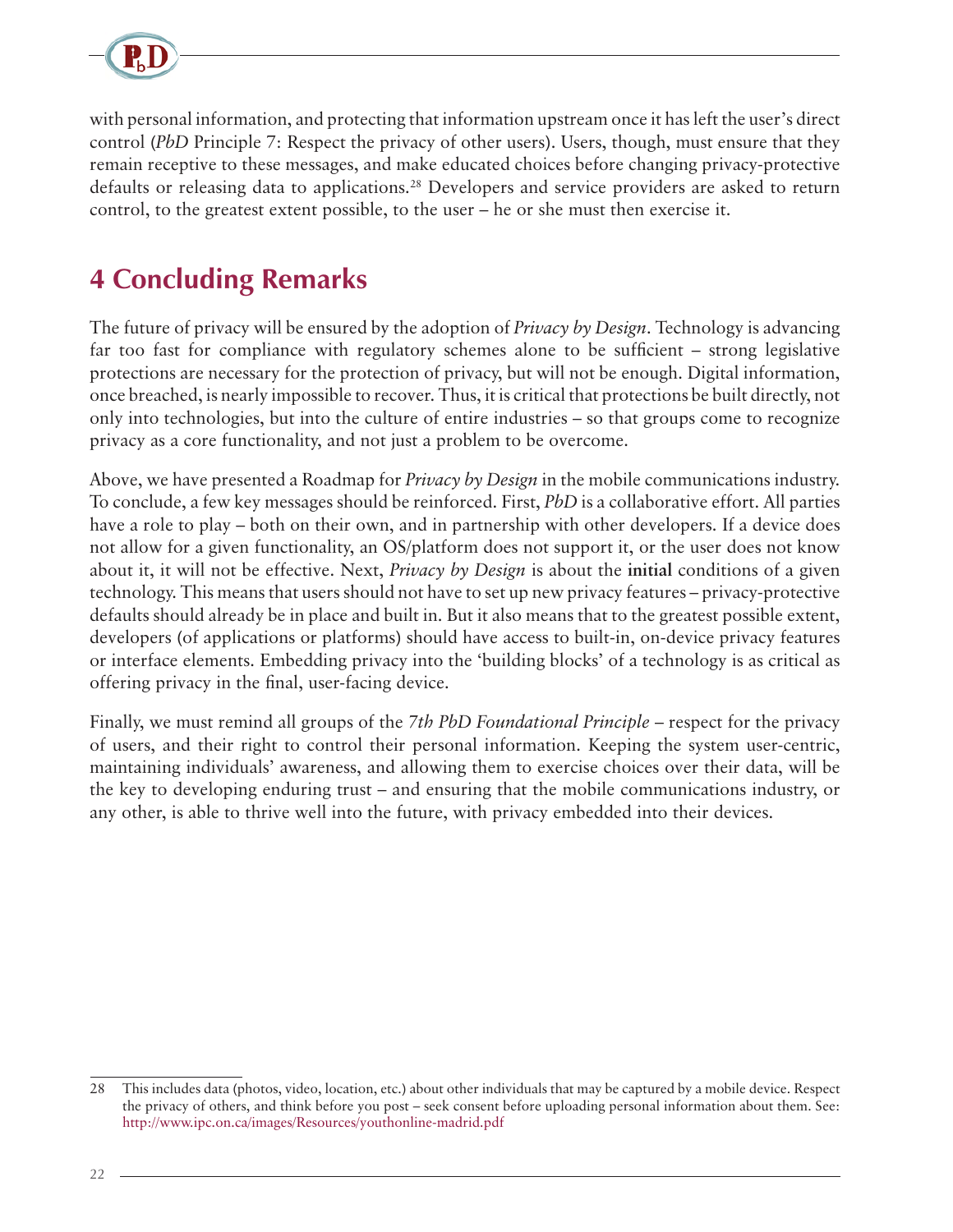with personal information, and protecting that information upstream once it has left the user's direct control (*PbD* Principle 7: Respect the privacy of other users). Users, though, must ensure that they remain receptive to these messages, and make educated choices before changing privacy-protective defaults or releasing data to applications.[28] Developers and service providers are asked to return control, to the greatest extent possible, to the user – he or she must then exercise it.

## 4 Concluding Remarks

The future of privacy will be ensured by the adoption of *Privacy by Design*. Technology is advancing far too fast for compliance with regulatory schemes alone to be sufficient – strong legislative protections are necessary for the protection of privacy, but will not be enough. Digital information, once breached, is nearly impossible to recover. Thus, it is critical that protections be built directly, not only into technologies, but into the culture of entire industries – so that groups come to recognize privacy as a core functionality, and not just a problem to be overcome.

Above, we have presented a Roadmap for *Privacy by Design* in the mobile communications industry. To conclude, a few key messages should be reinforced. First, *PbD* is a collaborative effort. All parties have a role to play – both on their own, and in partnership with other developers. If a device does not allow for a given functionality, an OS/platform does not support it, or the user does not know about it, it will not be effective. Next, *Privacy by Design* is about the **initial** conditions of a given technology. This means that users should not have to set up new privacy features – privacy-protective defaults should already be in place and built in. But it also means that to the greatest possible extent, developers (of applications or platforms) should have access to built-in, on-device privacy features or interface elements. Embedding privacy into the 'building blocks' of a technology is as critical as offering privacy in the final, user-facing device.

Finally, we must remind all groups of the *7th PbD Foundational Principle* – respect for the privacy of users, and their right to control their personal information. Keeping the system user-centric, maintaining individuals' awareness, and allowing them to exercise choices over their data, will be the key to developing enduring trust – and ensuring that the mobile communications industry, or any other, is able to thrive well into the future, with privacy embedded into their devices.

---

28 This includes data (photos, video, location, etc.) about other individuals that may be captured by a mobile device. Respect the privacy of others, and think before you post – seek consent before uploading personal information about them. See: http://www.ipc.on.ca/images/Resources/youthonline-madrid.pdf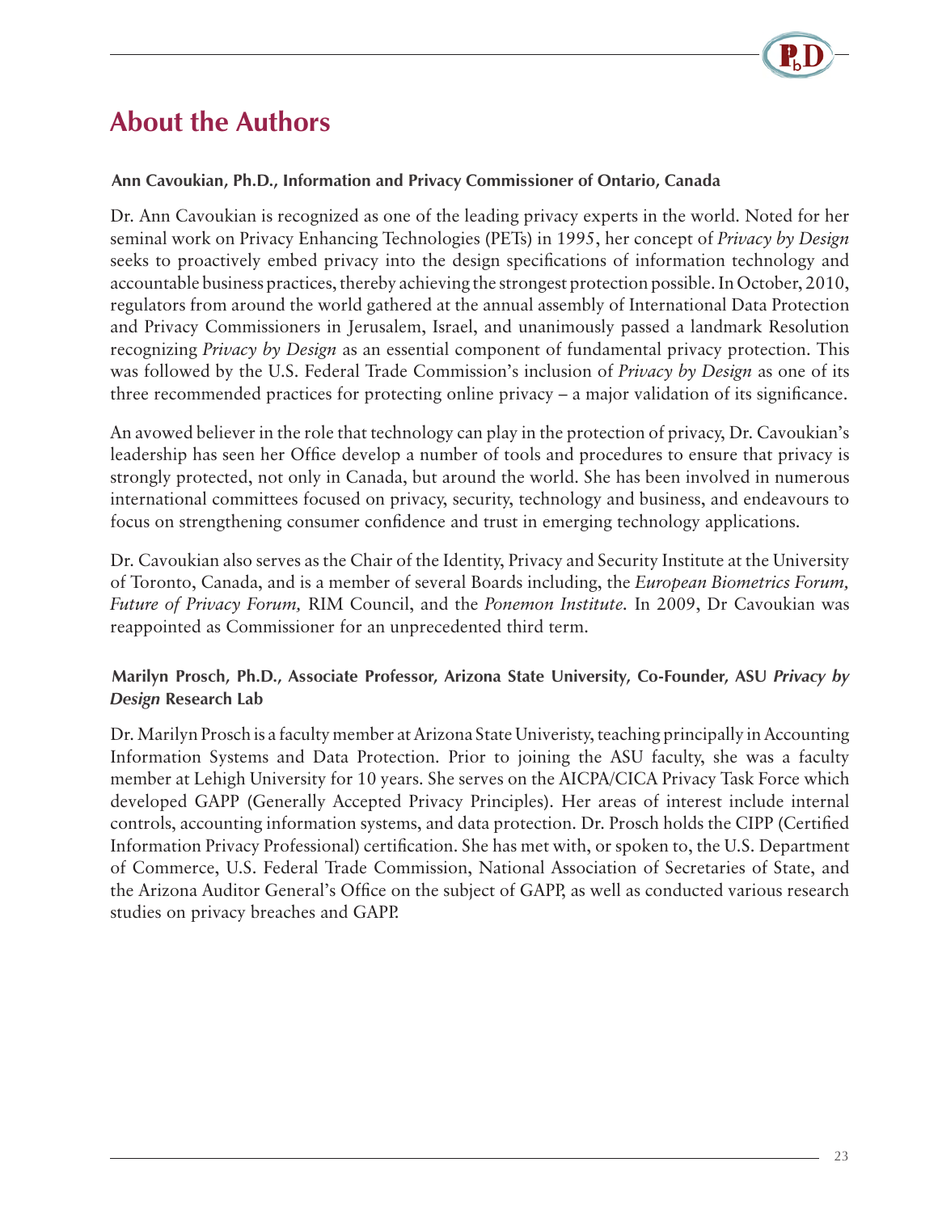# About the Authors

**Ann Cavoukian, Ph.D., Information and Privacy Commissioner of Ontario, Canada**

Dr. Ann Cavoukian is recognized as one of the leading privacy experts in the world. Noted for her seminal work on Privacy Enhancing Technologies (PETs) in 1995, her concept of *Privacy by Design* seeks to proactively embed privacy into the design specifications of information technology and accountable business practices, thereby achieving the strongest protection possible. In October, 2010, regulators from around the world gathered at the annual assembly of International Data Protection and Privacy Commissioners in Jerusalem, Israel, and unanimously passed a landmark Resolution recognizing *Privacy by Design* as an essential component of fundamental privacy protection. This was followed by the U.S. Federal Trade Commission's inclusion of *Privacy by Design* as one of its three recommended practices for protecting online privacy – a major validation of its significance.

An avowed believer in the role that technology can play in the protection of privacy, Dr. Cavoukian's leadership has seen her Office develop a number of tools and procedures to ensure that privacy is strongly protected, not only in Canada, but around the world. She has been involved in numerous international committees focused on privacy, security, technology and business, and endeavours to focus on strengthening consumer confidence and trust in emerging technology applications.

Dr. Cavoukian also serves as the Chair of the Identity, Privacy and Security Institute at the University of Toronto, Canada, and is a member of several Boards including, the *European Biometrics Forum, Future of Privacy Forum,* RIM Council, and the *Ponemon Institute.* In 2009, Dr Cavoukian was reappointed as Commissioner for an unprecedented third term.

**Marilyn Prosch, Ph.D., Associate Professor, Arizona State University, Co-Founder, ASU *Privacy by Design* Research Lab**

Dr. Marilyn Prosch is a faculty member at Arizona State Univeristy, teaching principally in Accounting Information Systems and Data Protection. Prior to joining the ASU faculty, she was a faculty member at Lehigh University for 10 years. She serves on the AICPA/CICA Privacy Task Force which developed GAPP (Generally Accepted Privacy Principles). Her areas of interest include internal controls, accounting information systems, and data protection. Dr. Prosch holds the CIPP (Certified Information Privacy Professional) certification. She has met with, or spoken to, the U.S. Department of Commerce, U.S. Federal Trade Commission, National Association of Secretaries of State, and the Arizona Auditor General's Office on the subject of GAPP, as well as conducted various research studies on privacy breaches and GAPP.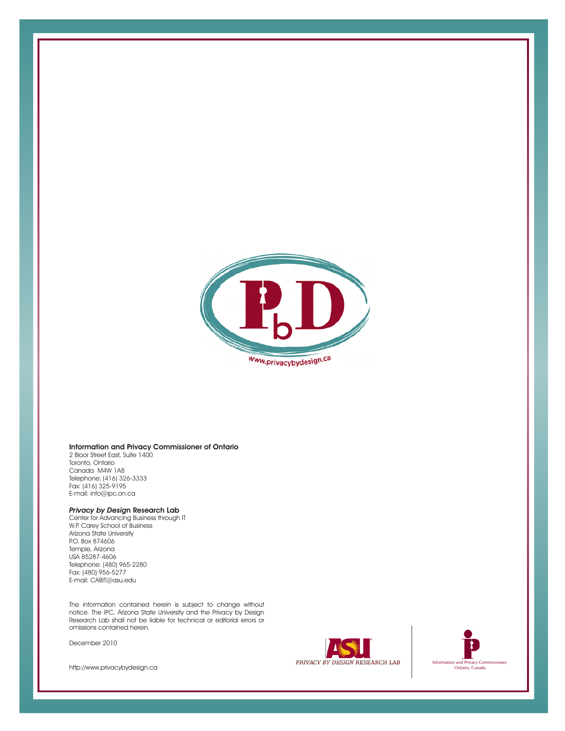**Information and Privacy Commissioner of Ontario**
2 Bloor Street East, Suite 1400
Toronto, Ontario
Canada M4W 1A8
Telephone: (416) 326-3333
Fax: (416) 325-9195
E-mail: info@ipc.on.ca

***Privacy by Design* Research Lab**
Center for Advancing Business through IT
W.P. Carey School of Business
Arizona State University
P.O. Box 874606
Temple, Arizona
USA 85287-4606
Telephone: (480) 965-2280
Fax: (480) 956-5277
E-mail: CABIT@asu.edu

The information contained herein is subject to change without notice. The IPC, Arizona State University and the Privacy by Design Research Lab shall not be liable for technical or editorial errors or omissions contained herein.

December 2010

http://www.privacybydesign.ca